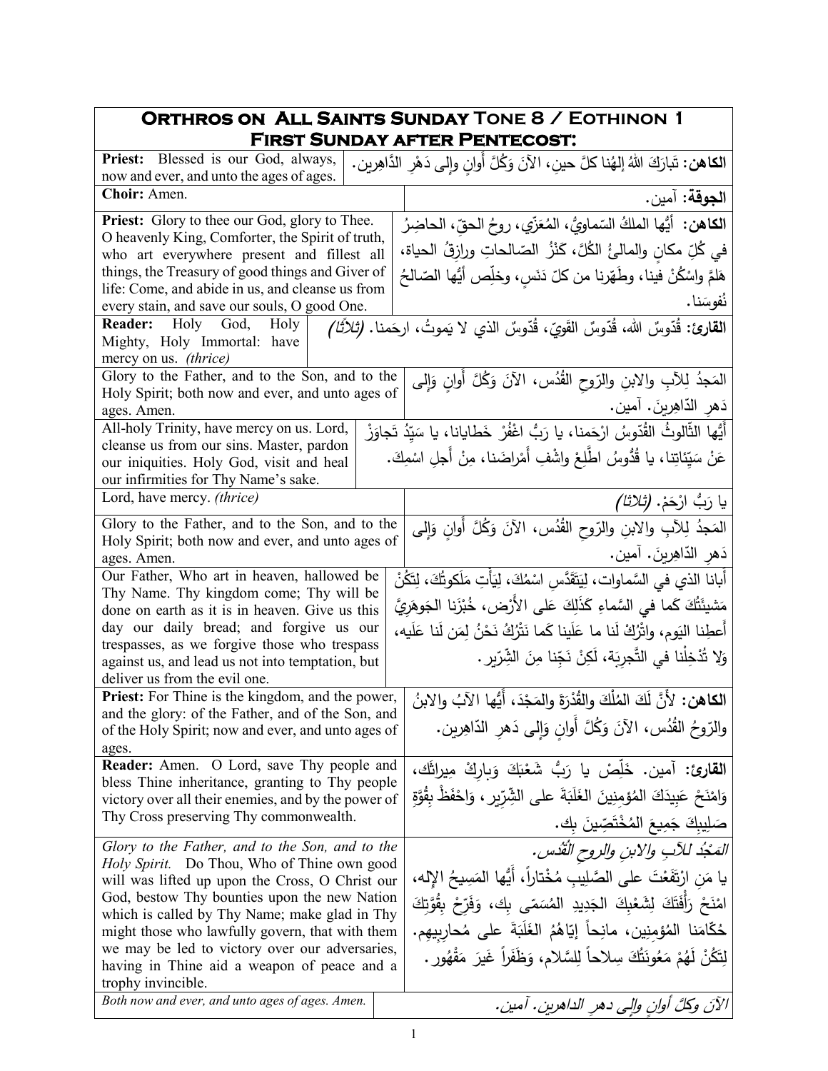## Orthros on All Saints Sunday Tone 8 / Eothinon 1
## First Sunday after Pentecost:

| English | Arabic |
|---|---|
| **Priest:** Blessed is our God, always, now and ever, and unto the ages of ages. | **الكاهن:** تَبارَكَ اللهُ إلهُنا كلَّ حينٍ، الآنَ وَكُلَّ أَوانٍ وإلى دَهْرِ الدَّاهِرين. |
| **Choir:** Amen. | **الجوقة:** آمين. |
| **Priest:** Glory to thee our God, glory to Thee. O heavenly King, Comforter, the Spirit of truth, who art everywhere present and fillest all things, the Treasury of good things and Giver of life: Come, and abide in us, and cleanse us from every stain, and save our souls, O good One. | **الكاهن:** أيُّها الملكُ السّماويُّ، المُعَزّي، روحُ الحقّ، الحاضِرُ في كُلِّ مكانٍ والمالئُ الكُلَّ، كَنْزُ الصّالحاتِ ورازِقُ الحياة، هَلُمَّ واسْكُنْ فينا، وطَهِّرنا من كلّ دَنَسٍ، وخلِّص أيُّها الصّالحُ نُفوسَنا. |
| **Reader:** Holy God, Holy Mighty, Holy Immortal: have mercy on us. *(thrice)* | **القارئ:** قُدّوسٌ الله، قُدّوسٌ القَوِيّ، قُدّوسٌ الذي لا يَموتُ، ارحَمنا. *(ثلاثاً)* |
| Glory to the Father, and to the Son, and to the Holy Spirit; both now and ever, and unto ages of ages. Amen. | المَجدُ لِلآبِ والابنِ والرّوحِ القُدُس، الآنَ وَكُلَّ أَوانٍ وَإِلى دَهرِ الدّاهِرينَ. آمين. |
| All-holy Trinity, have mercy on us. Lord, cleanse us from our sins. Master, pardon our iniquities. Holy God, visit and heal our infirmities for Thy Name's sake. | أَيُّها الثّالوثُ القُدّوسُ ارْحَمنا، يا رَبُّ اغْفُرْ خَطايانا، يا سَيِّدُ تَجاوَزْ عَنْ سَيِّئاتِنا، يا قُدّوسُ اطَّلِعْ واشْفِ أَمْراضَنا، مِنْ أَجلِ اسْمِكَ. |
| Lord, have mercy. *(thrice)* | يا رَبُّ ارْحَمْ. *(ثلاثا)* |
| Glory to the Father, and to the Son, and to the Holy Spirit; both now and ever, and unto ages of ages. Amen. | المَجدُ لِلآبِ والابنِ والرّوحِ القُدُس، الآنَ وَكُلَّ أَوانٍ وَإِلى دَهرِ الدّاهِرينَ. آمين. |
| Our Father, Who art in heaven, hallowed be Thy Name. Thy kingdom come; Thy will be done on earth as it is in heaven. Give us this day our daily bread; and forgive us our trespasses, as we forgive those who trespass against us, and lead us not into temptation, but deliver us from the evil one. | أَبانا الذي في السَّماوات، لِيَتَقَدَّسِ اسْمُكَ، لِيَأْتِ مَلَكوتُكَ، لِتَكُنْ مَشيئَتُكَ كَما في السَّماءِ كَذَلِكَ عَلى الأَرْض، خُبْزَنا الجَوهَرِيَّ أَعطِنا اليَوم، واتْرُكْ لَنا ما عَلَينا كَما نَتْرُكُ نَحْنُ لِمَن لَنا عَلَيه، وَلا تُدْخِلْنا في التَّجرِبَة، لَكِنْ نَجِّنا مِنَ الشِّرّير. |
| **Priest:** For Thine is the kingdom, and the power, and the glory: of the Father, and of the Son, and of the Holy Spirit; now and ever, and unto ages of ages. | **الكاهن:** لأَنَّ لَكَ المُلْكَ والقُدْرَةَ والمَجْدَ، أَيُّها الآبُ والابنُ والرّوحُ القُدُس، الآنَ وَكُلَّ أَوانٍ وَإِلى دَهرِ الدّاهِرين. |
| **Reader:** Amen. O Lord, save Thy people and bless Thine inheritance, granting to Thy people victory over all their enemies, and by the power of Thy Cross preserving Thy commonwealth. | **القارئ:** آمين. خَلِّصْ يا رَبُّ شَعْبَكَ وَبارِكْ مِيراثَك، وَامْنَحْ عَبِيدَكَ المُؤمِنِينَ الغَلَبَةَ على الشِّرّير، وَاحْفَظْ بِقُوَّةِ صَليبِكَ جَمِيعَ المُخْتَصِّينَ بِك. |
| *Glory to the Father, and to the Son, and to the Holy Spirit.* Do Thou, Who of Thine own good will was lifted up upon the Cross, O Christ our God, bestow Thy bounties upon the new Nation which is called by Thy Name; make glad in Thy might those who lawfully govern, that with them we may be led to victory over our adversaries, having in Thine aid a weapon of peace and a trophy invincible. | *المَجْدُ للآبِ والابنِ والروحِ القُدُس.* يا مَنِ ارْتَفَعْتَ على الصَّليبِ مُخْتاراً، أَيُّها المَسِيحُ الإله، امْنَحْ رَأْفَتَكَ لِشَعْبِكَ الجَدِيدِ المُسَمّى بِك، وَفَرِّحْ بِقُوَّتِكَ حُكّامَنا المُؤمِنين، مانِحاً إيّاهُمُ الغَلَبَةَ على مُحارِبِيهِم. لِتَكُنْ لَهُمْ مَعُونَتُكَ سِلاحاً لِلسَّلام، وَظَفَراً غَيرَ مَقْهُور. |
| *Both now and ever, and unto ages of ages. Amen.* | *الآنَ وكلَّ أوانٍ وإلى دهرِ الداهرين. آمين.* |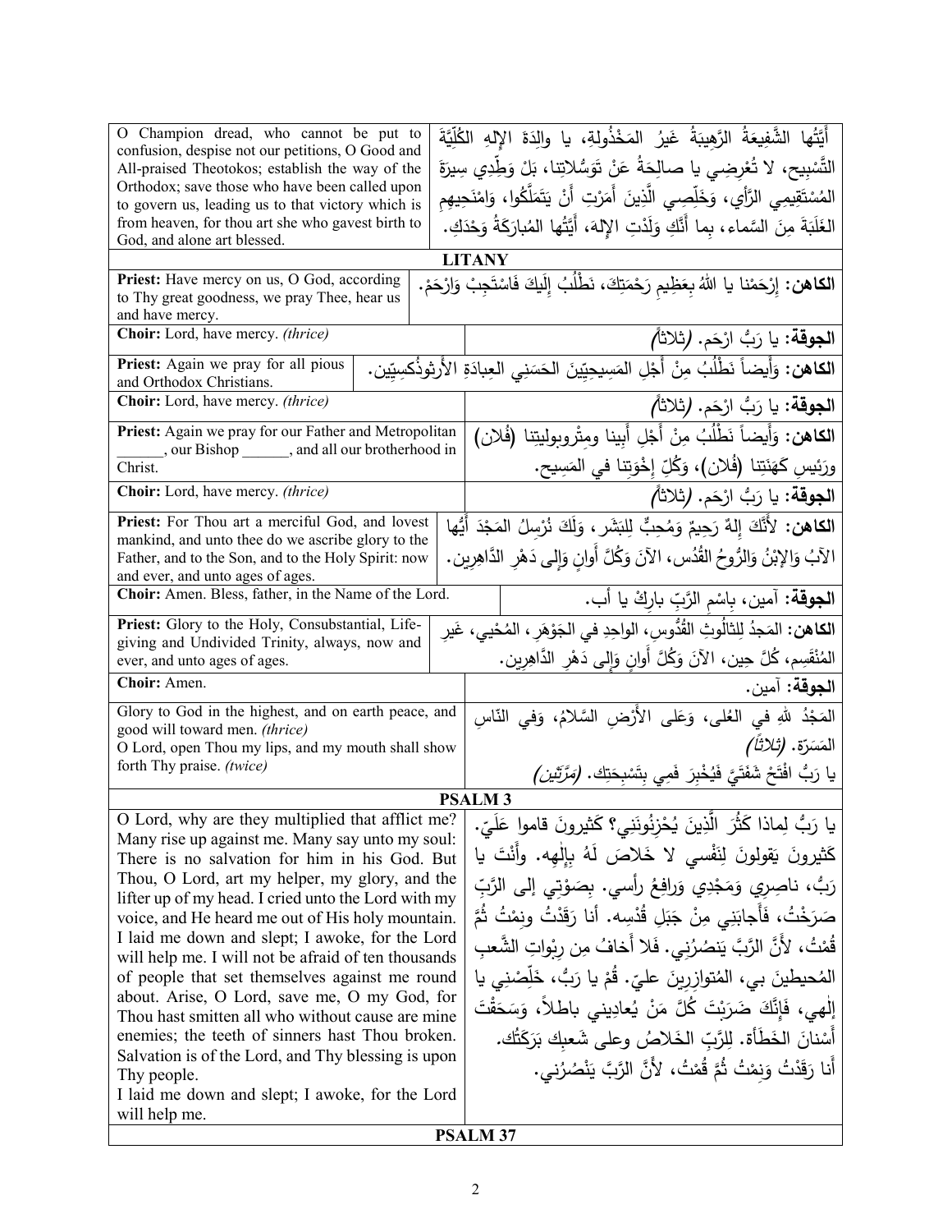| | |
|---|---|
| O Champion dread, who cannot be put to confusion, despise not our petitions, O Good and All-praised Theotokos; establish the way of the Orthodox; save those who have been called upon to govern us, leading us to that victory which is from heaven, for thou art she who gavest birth to God, and alone art blessed. | أَيَّتُها الشَّفِيعَةُ الرَّهِيبَةُ غَيرُ المَخْذُولةِ، يا والِدَةَ الإِلهِ الكُلِّيَّةَ التَّسْبِيح، لا تُعْرِضِي يا صالِحَةُ عَنْ تَوَسُّلاتِنا، بَلْ وَطِّدِي سِيرَةَ المُسْتَقِيمِي الرَّأْي، وَخَلِّصِي الَّذِينَ أَمَرْتِ أَنْ يَتَمَلَّكُوا، وَامْنَحِيهِمِ الغَلَبَةَ مِنَ السَّماء، بِما أَنَّكِ وَلَدْتِ الإِلهَ، أَيَّتُها المُبارَكَةُ وَحْدَكِ. |

## LITANY

| | |
|---|---|
| **Priest:** Have mercy on us, O God, according to Thy great goodness, we pray Thee, hear us and have mercy. | **الكاهن:** إِرْحَمْنا يا اللهُ بِعَظِيمِ رَحْمَتِكَ، نَطْلُبُ إِلَيكَ فَاسْتَجِبْ وَارْحَمْ. |
| **Choir:** Lord, have mercy. *(thrice)* | **الجوقة:** يا رَبُّ ارْحَم. *(ثلاثاً)* |
| **Priest:** Again we pray for all pious and Orthodox Christians. | **الكاهن:** وَأَيضاً نَطْلُبُ مِنْ أَجْلِ المَسِيحِيِّينَ الحَسَني العِبادَةِ الأُرثوذُكسِيِّين. |
| **Choir:** Lord, have mercy. *(thrice)* | **الجوقة:** يا رَبُّ ارْحَم. *(ثلاثاً)* |
| **Priest:** Again we pray for our Father and Metropolitan ______, our Bishop ______, and all our brotherhood in Christ. | **الكاهن:** وَأَيضاً نَطْلُبُ مِنْ أَجْلِ أَبِينا ومِتْروبوليتِنا (فُلان) ورَئِيسِ كَهَنَتِنا (فُلان)، وَكُلِّ إِخْوَتِنا في المَسِيح. |
| **Choir:** Lord, have mercy. *(thrice)* | **الجوقة:** يا رَبُّ ارْحَم. *(ثلاثاً)* |
| **Priest:** For Thou art a merciful God, and lovest mankind, and unto thee do we ascribe glory to the Father, and to the Son, and to the Holy Spirit: now and ever, and unto ages of ages. | **الكاهن:** لأَنَّكَ إِلهٌ رَحِيمٌ وَمُحِبٌّ لِلبَشَر، وَلَكَ نُرْسِلُ المَجْدَ أَيُّها الآبُ وَالإبْنُ وَالرُّوحُ القُدُس، الآنَ وَكُلَّ أَوانٍ وَإِلى دَهْرِ الدَّاهِرِين. |
| **Choir:** Amen. Bless, father, in the Name of the Lord. | **الجوقة:** آمين، بِاسْمِ الرَّبِّ بارِكْ يا أب. |
| **Priest:** Glory to the Holy, Consubstantial, Life-giving and Undivided Trinity, always, now and ever, and unto ages of ages. | **الكاهن:** المَجدُ لِلثالُوثِ القُدُّوسِ، الواحِدِ في الجَوْهَرِ، المُحْيِي، غَيرِ المُنْقَسِم، كُلَّ حِين، الآنَ وَكُلَّ أَوانٍ وَإِلى دَهْرِ الدَّاهِرِين. |
| **Choir:** Amen. | **الجوقة:** آمين. |
| Glory to God in the highest, and on earth peace, and good will toward men. *(thrice)*<br>O Lord, open Thou my lips, and my mouth shall show forth Thy praise. *(twice)* | المَجْدُ للهِ في العُلى، وَعَلَى الأَرْضِ السَّلامُ، وَفي النّاسِ المَسَرَّة. *(ثلاثاً)*<br>يا رَبُّ افْتَحْ شَفَتَيَّ فَيُخْبِرَ فَمِي بِتَسْبِحَتِك. *(مَرَّتَين)* |

## PSALM 3

| | |
|---|---|
| O Lord, why are they multiplied that afflict me? Many rise up against me. Many say unto my soul: There is no salvation for him in his God. But Thou, O Lord, art my helper, my glory, and the lifter up of my head. I cried unto the Lord with my voice, and He heard me out of His holy mountain. I laid me down and slept; I awoke, for the Lord will help me. I will not be afraid of ten thousands of people that set themselves against me round about. Arise, O Lord, save me, O my God, for Thou hast smitten all who without cause are mine enemies; the teeth of sinners hast Thou broken. Salvation is of the Lord, and Thy blessing is upon Thy people.<br>I laid me down and slept; I awoke, for the Lord will help me. | يا رَبُّ لِماذا كَثُرَ الَّذِينَ يُحْزِنُونَنِي؟ كَثيرونَ قاموا عَلَيّ. كَثيرونَ يَقولونَ لِنَفْسي لا خَلاصَ لَهُ بِإِلٰهِه. وأَنْتَ يا رَبُّ، ناصِرِي وَمَجْدِي وَرافِعُ رأسي. بِصَوْتِي إلى الرَّبِّ صَرَخْتُ، فَأَجابَنِي مِنْ جَبَلِ قُدْسِه. أنا رَقَدْتُ ونِمْتُ ثُمَّ قُمْتُ، لأَنَّ الرَّبَّ يَنصُرُنِي. فَلا أَخافُ مِن رِبْواتِ الشَّعبِ المُحيطِينَ بي، المُتوازِرِينَ عليّ. قُمْ يا رَبُّ، خَلِّصْنِي يا إِلٰهي، فَإِنَّكَ ضَرَبْتَ كُلَّ مَنْ يُعادِيني باطلاً، وَسَحَقْتَ أَسْنانَ الخَطَأة. لِلرَّبِّ الخَلاصُ وعلى شَعبِكَ بَرَكَتُك.<br>أَنا رَقَدْتُ وَنِمْتُ ثُمَّ قُمْتُ، لأَنَّ الرَّبَّ يَنْصُرُني. |

## PSALM 37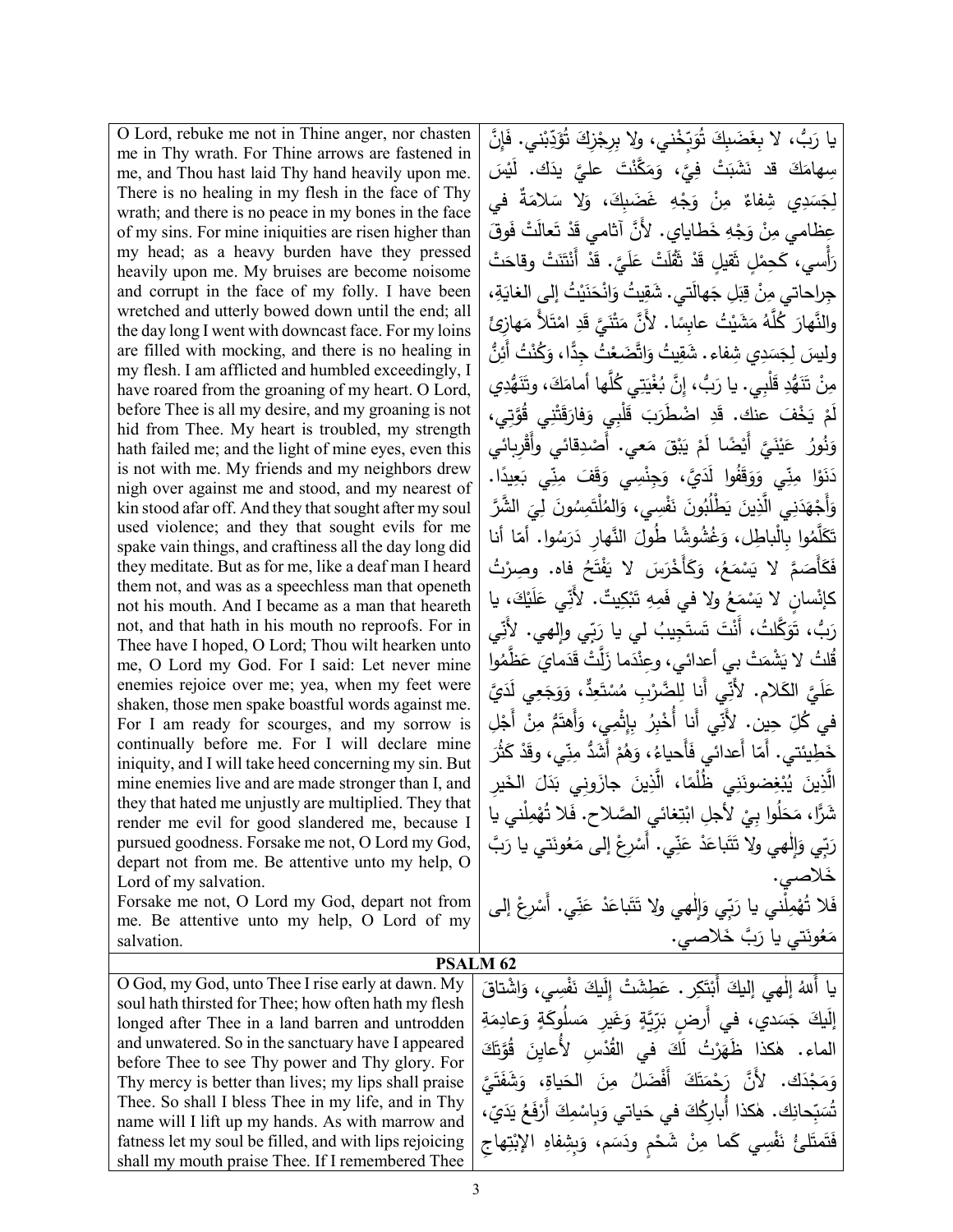| | |
|---|---|
| O Lord, rebuke me not in Thine anger, nor chasten me in Thy wrath. For Thine arrows are fastened in me, and Thou hast laid Thy hand heavily upon me. There is no healing in my flesh in the face of Thy wrath; and there is no peace in my bones in the face of my sins. For mine iniquities are risen higher than my head; as a heavy burden have they pressed heavily upon me. My bruises are become noisome and corrupt in the face of my folly. I have been wretched and utterly bowed down until the end; all the day long I went with downcast face. For my loins are filled with mocking, and there is no healing in my flesh. I am afflicted and humbled exceedingly, I have roared from the groaning of my heart. O Lord, before Thee is all my desire, and my groaning is not hid from Thee. My heart is troubled, my strength hath failed me; and the light of mine eyes, even this is not with me. My friends and my neighbors drew nigh over against me and stood, and my nearest of kin stood afar off. And they that sought after my soul used violence; and they that sought evils for me spake vain things, and craftiness all the day long did they meditate. But as for me, like a deaf man I heard them not, and was as a speechless man that openeth not his mouth. And I became as a man that heareth not, and that hath in his mouth no reproofs. For in Thee have I hoped, O Lord; Thou wilt hearken unto me, O Lord my God. For I said: Let never mine enemies rejoice over me; yea, when my feet were shaken, those men spake boastful words against me. For I am ready for scourges, and my sorrow is continually before me. For I will declare mine iniquity, and I will take heed concerning my sin. But mine enemies live and are made stronger than I, and they that hated me unjustly are multiplied. They that render me evil for good slandered me, because I pursued goodness. Forsake me not, O Lord my God, depart not from me. Be attentive unto my help, O Lord of my salvation.<br>Forsake me not, O Lord my God, depart not from me. Be attentive unto my help, O Lord of my salvation. | يا رَبُّ، لا بِغَضَبِكَ تُوَبِّخْني، ولا بِرِجْزِكَ تُؤَدِّبْني. فَإِنَّ سِهامَكَ قد نَشَبَتْ فِيَّ، وَمَكَّنْتَ عليَّ يدَك. لَيْسَ لِجَسَدِي شِفاءٌ مِنْ وَجْهِ غَضَبِكَ، وَلا سَلامَةٌ في عِظامي مِنْ وَجْهِ خَطايايَ. لأَنَّ آثامي قَدْ تَعالَتْ فَوقَ رَأْسي، كَحِمْلٍ ثَقيلٍ قَدْ ثَقُلَتْ عَلَيَّ. قَدْ أَنْتَنَتْ وقاحَتْ جِراحاتي مِنْ قِبَلِ جَهالَتي. شَقِيتُ وَانْحَنَيْتُ إلى الغايَةِ، والنَّهارَ كُلَّهُ مَشَيْتُ عابِسًا. لأَنَّ مَتْنَيَّ قَدِ امْتَلأَ مَهازِئَ وليسَ لِجَسَدِي شِفاء. شَقِيتُ وَاتَّضَعْتُ جِدًّا، وَكُنْتُ أَئِنُّ مِنْ تَنَهُّدِ قَلْبِي. يا رَبُّ، إنَّ بُغْيَتِي كُلَّها أمامَكَ، وتَنَهُّدي لَمْ يَخْفَ عنك. قَدِ اضْطَرَبَ قَلْبِي وَفارَقَتْنِي قُوَّتِي، وَنُورُ عَيْنَيَّ أَيْضًا لَمْ يَبْقَ مَعي. أَصْدِقائي وأَقْرِبائي دَنَوْا مِنِّي وَوَقَفُوا لَدَيَّ، وَجِنْسِي وَقَفَ مِنِّي بَعِيدًا. وَأَجْهَدَنِي الَّذِينَ يَطْلُبُونَ نَفْسِي، وَالمُلْتَمِسُونَ لِيَ الشَّرَّ تَكَلَّمُوا بِالْباطِلِ، وَغُشُوشًا طُولَ النَّهارِ دَرَسُوا. أَمّا أنا فَكَأَصَمَّ لا يَسْمَعُ، وَكَأَخْرَسَ لا يَفْتَحُ فاه. وصِرْتُ كإِنْسانٍ لا يَسْمَعُ ولا في فَمِهِ تَبْكِيتٌ. لأَنِّي عَلَيْكَ، يا رَبُّ، تَوَكَّلتُ، أَنْتَ تَستَجِيبُ لي يا رَبِّي وإلهي. لأَنِّي قُلتُ لا يَشْمَتْ بي أعدائي، وعِنْدَما زَلَّتْ قَدَمايَ عَظَّمُوا عَلَيَّ الكَلام. لأَنِّي أَنا لِلضَّرْبِ مُسْتَعِدٌّ، وَوَجَعِي لَدَيَّ في كُلِّ حِين. لأَنِّي أَنا أُخْبِرُ بِإِثْمِي، وَأَهتَمُّ مِنْ أَجْلِ خَطِيئتي. أَمّا أَعدائي فَأَحياءُ، وَهُمْ أَشَدُّ مِنِّي، وقَدْ كَثُرَ الَّذِينَ يُبْغِضونَنِي ظُلْمًا، الَّذِينَ جازَونِي بَدَلَ الخَيرِ شَرًّا، مَحَلُوا بِيْ لأجلِ ابْتِغائي الصَّلاح. فَلا تُهْمِلْني يا رَبِّي وَإِلٰهي ولا تَتَباعَدْ عَنِّي. أَسْرِعْ إلى مَعُونَتي يا رَبَّ خَلاصي.<br>فَلا تُهْمِلْني يا رَبِّي وَإِلٰهي ولا تَتَباعَدْ عَنِّي. أَسْرِعْ إلى مَعُونَتي يا رَبَّ خَلاصي. |

**PSALM 62**

| | |
|---|---|
| O God, my God, unto Thee I rise early at dawn. My soul hath thirsted for Thee; how often hath my flesh longed after Thee in a land barren and untrodden and unwatered. So in the sanctuary have I appeared before Thee to see Thy power and Thy glory. For Thy mercy is better than lives; my lips shall praise Thee. So shall I bless Thee in my life, and in Thy name will I lift up my hands. As with marrow and fatness let my soul be filled, and with lips rejoicing shall my mouth praise Thee. If I remembered Thee | يا أَللهُ إلٰهي إليكَ أَبْتَكِر. عَطِشَتْ إِلَيكَ نَفْسِي، وَاشْتاقَ إِلَيكَ جَسَدي، في أَرضٍ بَرِّيَّةٍ وَغَيرِ مَسلُوكةٍ وَعادِمَةِ الماء. هٰكذا ظَهَرْتُ لَكَ في القُدْسِ لأُعايِنَ قُوَّتَكَ وَمَجْدَك. لأَنَّ رَحْمَتَكَ أَفْضَلُ مِنَ الحَياةِ، وَشَفَتَيَّ تُسَبِّحانِك. هٰكذا أُبارِكُكَ في حَياتي وَبِاسْمِكَ أَرْفَعُ يَدَيَّ، فَتَمتَلِئُ نَفْسِي كَما مِنْ شَحْمٍ ودَسَم، وَبِشِفاهِ الإبْتِهاجِ |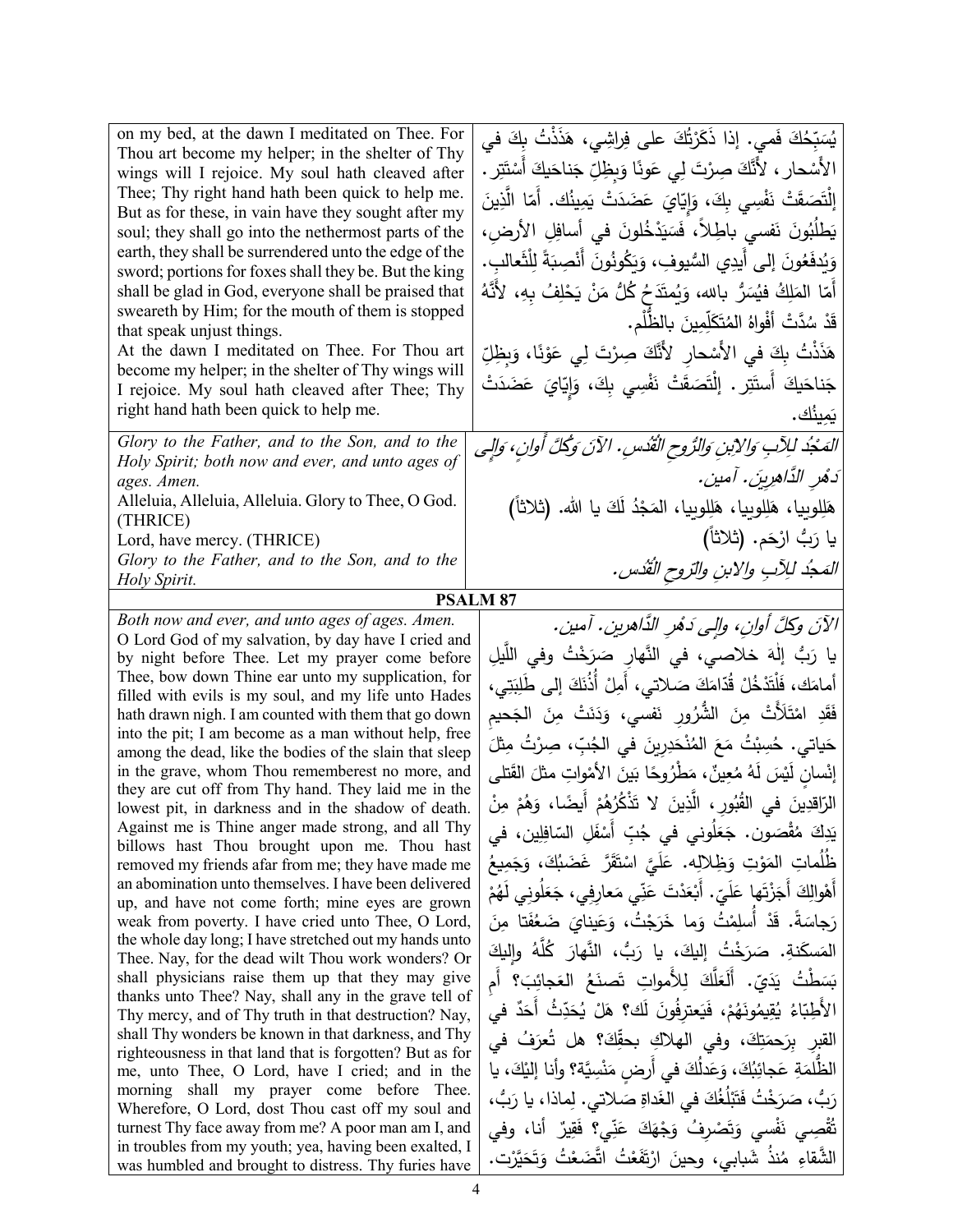| | |
|---|---|
| on my bed, at the dawn I meditated on Thee. For Thou art become my helper; in the shelter of Thy wings will I rejoice. My soul hath cleaved after Thee; Thy right hand hath been quick to help me. But as for these, in vain have they sought after my soul; they shall go into the nethermost parts of the earth, they shall be surrendered unto the edge of the sword; portions for foxes shall they be. But the king shall be glad in God, everyone shall be praised that sweareth by Him; for the mouth of them is stopped that speak unjust things.<br>At the dawn I meditated on Thee. For Thou art become my helper; in the shelter of Thy wings will I rejoice. My soul hath cleaved after Thee; Thy right hand hath been quick to help me. | يُسَبِّحُكَ فَمي. إذا ذَكَرْتُكَ على فِراشِي، هَذَذْتُ بِكَ في الأسْحار، لأنَّكَ صِرْتَ لِي عَونًا وَبظِلِّ جَناحَيكَ أَسْتَتِر. إِلْتَصَقَتْ نَفْسِي بِكَ، وَإِيّايَ عَضَدَتْ يَمِينُك. أَمّا الَّذِينَ يَطلُبُونَ نَفسي باطِلاً، فَسَيَدْخُلونَ في أسافِلِ الأرض، وَيُدفَعُونَ إلى أَيدِي السُّيوفِ، وَيَكُونُونَ أَنْصِبَةً لِلْثَّعالِب. أَمّا المَلِكُ فيُسَرُّ بالله، وَيُمتَدَحُ كُلُّ مَنْ يَحْلِفُ بِهِ، لأَنَّهُ قَدْ سُدَّتْ أَفْواهُ المُتَكَلِّمِينَ بالظُّلْم.<br>هَذَذْتُ بِكَ في الأَسْحارِ لأَنَّكَ صِرْتَ لِي عَوْنًا، وَبظِلِّ جَناحَيكَ أَستَتِر. إلْتَصَقَتْ نَفْسِي بِكَ، وَإِيّايَ عَضَدَتْ يَمِينُك. |
| *Glory to the Father, and to the Son, and to the Holy Spirit; both now and ever, and unto ages of ages. Amen.*<br>Alleluia, Alleluia, Alleluia. Glory to Thee, O God. (THRICE)<br>Lord, have mercy. (THRICE)<br>*Glory to the Father, and to the Son, and to the Holy Spirit.* | *المَجْدُ لِلآبِ وَالابْنِ وَالرُّوحِ القُدُسِ. الآنَ وَكُلَّ أَوانٍ، وَإِلى دَهْرِ الدَّاهِرِينَ. آمين.*<br>هَلِلوييا، هَلِلوييا، هَلِلوييا، المَجْدُ لَكَ يا الله. (ثلاثاً)<br>يا رَبُّ ارْحَم. (ثلاثاً)<br>*المَجدُ لِلآبِ والابنِ والرّوحِ القُدُس.* |

**PSALM 87**

| | |
|---|---|
| *Both now and ever, and unto ages of ages. Amen.*<br>O Lord God of my salvation, by day have I cried and by night before Thee. Let my prayer come before Thee, bow down Thine ear unto my supplication, for filled with evils is my soul, and my life unto Hades hath drawn nigh. I am counted with them that go down into the pit; I am become as a man without help, free among the dead, like the bodies of the slain that sleep in the grave, whom Thou rememberest no more, and they are cut off from Thy hand. They laid me in the lowest pit, in darkness and in the shadow of death. Against me is Thine anger made strong, and all Thy billows hast Thou brought upon me. Thou hast removed my friends afar from me; they have made me an abomination unto themselves. I have been delivered up, and have not come forth; mine eyes are grown weak from poverty. I have cried unto Thee, O Lord, the whole day long; I have stretched out my hands unto Thee. Nay, for the dead wilt Thou work wonders? Or shall physicians raise them up that they may give thanks unto Thee? Nay, shall any in the grave tell of Thy mercy, and of Thy truth in that destruction? Nay, shall Thy wonders be known in that darkness, and Thy righteousness in that land that is forgotten? But as for me, unto Thee, O Lord, have I cried; and in the morning shall my prayer come before Thee. Wherefore, O Lord, dost Thou cast off my soul and turnest Thy face away from me? A poor man am I, and in troubles from my youth; yea, having been exalted, I was humbled and brought to distress. Thy furies have | *الآنَ وكلَّ أوانٍ، وإلى دَهْرِ الدَّاهرين. آمين.*<br>يا رَبُّ إلهَ خلاصي، في النَّهارِ صَرَخْتُ وفي اللَّيلِ أمامَك، فَلْتَدْخُلْ قُدّامَكَ صَلاتي، أَمِلْ أُذُنَكَ إلى طَلِبَتِي، فَقَدِ امْتَلأَتْ مِنَ الشُّرُورِ نَفسي، وَدَنَتْ مِنَ الجَحيمِ حَياتي. حُسِبْتُ مَعَ المُنْحَدِرِينَ في الجُبِّ، صِرْتُ مِثلَ إنْسانٍ لَيْسَ لَهُ مُعِينٌ، مَطْرُوحًا بَينَ الأمْواتِ مثلَ القَتلى الرّاقِدِينَ في القُبُورِ، الَّذِينَ لا تَذْكُرُهُمْ أَيضًا، وَهُمْ مِنْ يَدِكَ مُقْصَون. جَعَلُوني في جُبِّ أَسْفَلِ السّافِلِين، في ظُلُماتِ المَوْتِ وَظِلالِه. عَلَيَّ اسْتَقَرَّ غَضَبُكَ، وَجَميعُ أَهْوالِكَ أَجَزْتَها عَلَيّ. أَبْعَدْتَ عَنِّي مَعارِفِي، جَعَلُوني لَهُمْ رَجاسَةً. قَدْ أُسلِمْتُ وَما خَرَجْتُ، وَعَينايَ ضَعُفَتا مِنَ المَسكنةِ. صَرَخْتُ إليكَ، يا رَبُّ، النَّهارَ كُلَّهُ وإليكَ بَسَطْتُ يَدَيّ. أَلَعَلَّكَ لِلأَمواتِ تَصنَعُ العَجائِبَ؟ أَمِ الأَطِبّاءُ يُقيمُونَهُمْ، فَيَعترِفُونَ لَك؟ هَلْ يُحَدِّثُ أَحَدٌ في القبرِ بِرَحمَتِكَ، وفي الهلاكِ بحقِّكَ؟ هل تُعرَفُ في الظُّلمَةِ عَجائِبُكَ، وَعَدلُكَ في أَرضٍ مَنْسِيَّة؟ وأنا إليْكَ، يا رَبُّ، صَرَخْتُ فَتَبْلُغُكَ في الغَداةِ صَلاتي. لِماذا، يا رَبُّ، تُقْصِي نَفْسي وَتَصْرِفُ وَجْهَكَ عَنِّي؟ فَقِيرٌ أنا، وفي الشَّقاءِ مُنذُ شَبابي، وحينَ ارْتَفَعْتُ اتَّضَعْتُ وَتَحَيَّرْت. |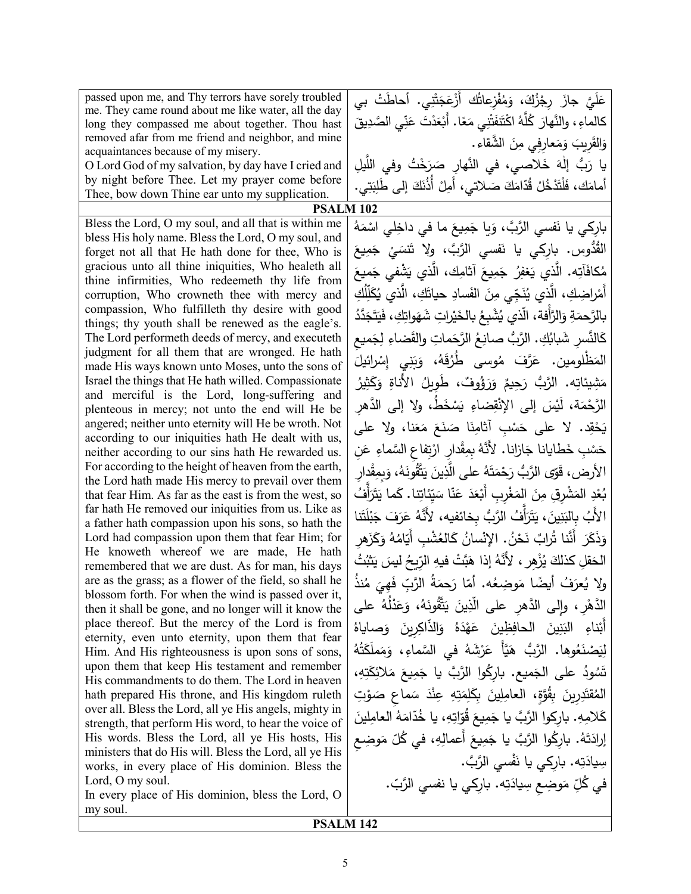| | |
|---|---|
| passed upon me, and Thy terrors have sorely troubled me. They came round about me like water, all the day long they compassed me about together. Thou hast removed afar from me friend and neighbor, and mine acquaintances because of my misery.<br>O Lord God of my salvation, by day have I cried and by night before Thee. Let my prayer come before Thee, bow down Thine ear unto my supplication. | عَلَيَّ جازَ رِجْزُكَ، وَمُفْزِعاتُكَ أَزْعَجَتْني. أَحاطَتْ بي كالماءِ، والنَّهارَ كُلَّهُ اكْتَنَفَتْنِي مَعًا. أَبْعَدْتَ عَنِّي الصَّدِيقَ وَالقَرِيبَ وَمَعارِفِي مِنَ الشَّقاء.<br>يا رَبُّ إلَهَ خَلاصي، في النَّهارِ صَرَخْتُ وفي اللَّيلِ أَمامَكَ، فَلْتَدْخُلْ قُدّامَكَ صَلاتي، أَمِلْ أُذُنَكَ إلى طَلِبَتِي. |
| **PSALM 102** | |
| Bless the Lord, O my soul, and all that is within me bless His holy name. Bless the Lord, O my soul, and forget not all that He hath done for thee, Who is gracious unto all thine iniquities, Who healeth all thine infirmities, Who redeemeth thy life from corruption, Who crowneth thee with mercy and compassion, Who fulfilleth thy desire with good things; thy youth shall be renewed as the eagle's. The Lord performeth deeds of mercy, and executeth judgment for all them that are wronged. He hath made His ways known unto Moses, unto the sons of Israel the things that He hath willed. Compassionate and merciful is the Lord, long-suffering and plenteous in mercy; not unto the end will He be angered; neither unto eternity will He be wroth. Not according to our iniquities hath He dealt with us, neither according to our sins hath He rewarded us. For according to the height of heaven from the earth, the Lord hath made His mercy to prevail over them that fear Him. As far as the east is from the west, so far hath He removed our iniquities from us. Like as a father hath compassion upon his sons, so hath the Lord had compassion upon them that fear Him; for He knoweth whereof we are made, He hath remembered that we are dust. As for man, his days are as the grass; as a flower of the field, so shall he blossom forth. For when the wind is passed over it, then it shall be gone, and no longer will it know the place thereof. But the mercy of the Lord is from eternity, even unto eternity, upon them that fear Him. And His righteousness is upon sons of sons, upon them that keep His testament and remember His commandments to do them. The Lord in heaven hath prepared His throne, and His kingdom ruleth over all. Bless the Lord, all ye His angels, mighty in strength, that perform His word, to hear the voice of His words. Bless the Lord, all ye His hosts, His ministers that do His will. Bless the Lord, all ye His works, in every place of His dominion. Bless the Lord, O my soul.<br>In every place of His dominion, bless the Lord, O my soul. | بارِكِي يا نَفسي الرَّبَّ، وَيا جَمِيعَ ما في داخِلِي اسْمَهُ القُدُّوس. بارِكِي يا نَفسي الرَّبَّ، ولا تَنسَيْ جَمِيعَ مُكافَآتِه. الَّذي يَغفِرُ جَمِيعَ آثامِك، الَّذي يَشْفي جَمِيعَ أَمْراضِكِ، الَّذي يُنَجِّي مِنَ الفَسادِ حياتَكِ، الَّذي يُكَلِّلُكِ بالرَّحمَةِ وَالرَّأْفة، الّذي يُشْبِعُ بالخَيْراتِ شَهَواتِكِ، فَيَتَجَدَّدُ كَالنَّسرِ شَبابُكِ. الرَّبُّ صانِعُ الرَّحَماتِ والقَضاءِ لِجَميعِ المَظْلومين. عَرَّفَ مُوسى طُرُقَهُ، وَبَني إسْرائيلَ مَشِيئاتِه. الرَّبُّ رَحِيمٌ وَرَؤُوفٌ، طَوِيلُ الأَناةِ وَكَثِيرُ الرَّحْمَة، لَيْسَ إلى الإنْقِضاءِ يَسْخَطُ، ولا إلى الدَّهرِ يَحْقِد. لا على حَسْبِ آثامِنَا صَنَعَ مَعَنا، ولا على حَسْبِ خَطايانا جَازانا. لأَنَّهُ بِمِقْدارِ ارْتِفاعِ السَّماءِ عَنِ الأرض، قَوّى الرَّبُّ رَحْمَتَهُ على الَّذِينَ يَتَّقُونَهُ، وَبِمِقْدارِ بُعْدِ المَشْرِقِ مِنَ المَغْرِبِ أَبْعَدَ عَنّا سَيِّئاتِنا. كَما يَتَرَأَّفُ الأَبُ بِالبَنِينَ، يَتَرَأَّفُ الرَّبُّ بِخائفيه، لأَنَّهُ عَرَفَ جَبْلَتَنا وَذَكَرَ أَنَّنا تُرابٌ نَحْنُ. الإنْسانُ كَالعُشْبِ أَيّامُهُ وَكَزَهرِ الحَقلِ كذلكَ يُزْهِر، لأَنَّهُ إذا هَبَّتْ فيهِ الرِّيحُ ليسَ يَثبُتُ ولا يُعرَفُ أيضًا مَوضِعُه. أَمّا رَحمَةُ الرَّبِّ فَهِيَ مُنذُ الدَّهْرِ، وإلى الدَّهرِ على الّذِينَ يَتَّقُونَهُ، وَعَدْلُهُ على أَبْناءِ البَنِينَ الحافِظِينَ عَهْدَهُ وَالذّاكِرِينَ وَصاياهُ لِيَصْنَعُوها. الرَّبُّ هَيَّأَ عَرْشَهُ في السَّماءِ، وَمَملَكَتُهُ تَسُودُ على الجَميع. بارِكُوا الرَّبَّ يا جَمِيعَ مَلائِكَتِهِ، المُقتَدِرِينَ بِقُوَّةٍ، العامِلِينَ بِكَلِمَتِهِ عِنْدَ سَماعِ صَوْتِ كَلامِهِ. باركوا الرَّبَّ يا جَمِيعَ قُوّاتِهِ، يا خُدّامَهُ العامِلِينَ إرادَتَهُ. بارِكُوا الرَّبَّ يا جَمِيعَ أَعمالِهِ، في كُلّ مَوضِعِ سِيادَتِه. بارِكي يا نَفْسي الرَّبَّ.<br>في كُلِّ مَوضِعِ سِيادَتِه. بارِكي يا نفسي الرَّبّ. |
| **PSALM 142** | |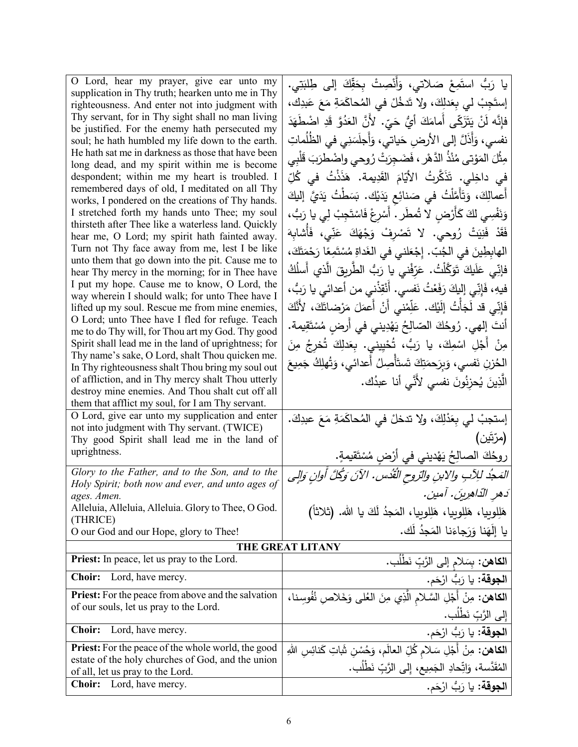| | |
|---|---|
| O Lord, hear my prayer, give ear unto my supplication in Thy truth; hearken unto me in Thy righteousness. And enter not into judgment with Thy servant, for in Thy sight shall no man living be justified. For the enemy hath persecuted my soul; he hath humbled my life down to the earth. He hath sat me in darkness as those that have been long dead, and my spirit within me is become despondent; within me my heart is troubled. I remembered days of old, I meditated on all Thy works, I pondered on the creations of Thy hands. I stretched forth my hands unto Thee; my soul thirsteth after Thee like a waterless land. Quickly hear me, O Lord; my spirit hath fainted away. Turn not Thy face away from me, lest I be like unto them that go down into the pit. Cause me to hear Thy mercy in the morning; for in Thee have I put my hope. Cause me to know, O Lord, the way wherein I should walk; for unto Thee have I lifted up my soul. Rescue me from mine enemies, O Lord; unto Thee have I fled for refuge. Teach me to do Thy will, for Thou art my God. Thy good Spirit shall lead me in the land of uprightness; for Thy name's sake, O Lord, shalt Thou quicken me. In Thy righteousness shalt Thou bring my soul out of affliction, and in Thy mercy shalt Thou utterly destroy mine enemies. And Thou shalt cut off all them that afflict my soul, for I am Thy servant. | يا رَبُّ استَمِعْ صَلاتي، وَأَنْصِتْ بِحَقِّكَ إلى طِلبَتي. إستَجِبْ لي بِعَدلِكَ، ولا تَدخُلْ في المُحاكَمَةِ مَعَ عَبدِكَ، فإنَّه لَنْ يَتَزَكّى أَمامَكَ أيُّ حَيّ. لأنَّ العَدُوَّ قَدِ اضْطَهَدَ نفسي، وَأَذَلَّ إلى الأرضِ حَياتي، وَأَجلَسَني في الظُلُماتِ مِثْلَ المَوْتى مُنْذُ الدَّهْرِ، فَضَجِرَتْ رُوحي واضْطرَبَ قَلْبِي في داخِلِي. تَذَكَّرتُ الأيّامَ القَديمة. هَذَذْتُ في كُلِّ أَعمالِكَ، وَتَأَمَّلْتُ في صَنائِعِ يَدَيْك. بَسَطْتُ يَدَيَّ إليكَ وَنَفْسِي لكَ كَأَرْضٍ لا تُمطَر. أَسْرِعْ فَاسْتَجِبْ لِي يا رَبُّ، فَقَدْ فَنِيَتْ رُوحي. لا تَصْرِفْ وَجْهَكَ عَنّي، فَأُشابِهَ الهابِطِينَ في الجُبّ. إجْعَلني في الغَداةِ مُسْتَمِعًا رَحْمَتَكَ، فإنّي عَلَيكَ تَوَكَّلْتُ. عَرِّفْني يا رَبُّ الطَّرِيقَ الَّذي أَسلُكُ فيه، فَإنّي إليكَ رَفَعْتُ نَفسي. أَنْقِذْني من أعدائي يا رَبُّ، فَإنّي قد لَجَأْتُ إلَيْك. عَلِّمْني أنْ أَعمَلَ مَرْضاتَكَ، لأنَّكَ أنتَ إلهي. رُوحُكَ الصّالِحُ يَهْدِيني في أَرضٍ مُسْتَقِيمة. مِنْ أَجْلِ اسْمِكَ، يا رَبُّ، تُحْيِيني. بِعَدلِكَ تُخرِجُ مِنَ الحُزنِ نَفسي، وَبِرَحمَتِكَ تَستَأْصِلُ أعدائي، وَتُهلِكُ جَمِيعَ الَّذِينَ يُحزِنُونَ نفسي لأنّي أنا عبدُك. |
| O Lord, give ear unto my supplication and enter not into judgment with Thy servant. (TWICE)<br>Thy good Spirit shall lead me in the land of uprightness. | إستجبْ لي بِعَدْلِكَ، ولا تدخلْ في المُحاكَمَةِ مَعَ عبدِكَ. (مرّتَين)<br>روحُكَ الصالِحُ يَهْديني في أَرْضٍ مُسْتَقيمةٍ. |
| *Glory to the Father, and to the Son, and to the Holy Spirit; both now and ever, and unto ages of ages. Amen.*<br>Alleluia, Alleluia, Alleluia. Glory to Thee, O God. (THRICE)<br>O our God and our Hope, glory to Thee! | *المَجدُ للآبِ والابنِ والرّوحِ القُدُس. الآنَ وَكُلَّ أَوانٍ وَإِلى دَهرِ الدّاهِرين. آمين.*<br>هَلِلوييا، هَلِلوييا، هَلِلوييا، المَجدُ لَكَ يا الله. (ثلاثاً)<br>يا إلَهَنا وَرَجاءَنا المَجدُ لَك. |
| **THE GREAT LITANY** | |
| **Priest:** In peace, let us pray to the Lord. | **الكاهن:** بِسَلامٍ إلى الرَّبِّ نَطْلُب. |
| **Choir:** Lord, have mercy. | **الجوقة:** يا رَبُّ ارْحَم. |
| **Priest:** For the peace from above and the salvation of our souls, let us pray to the Lord. | **الكاهن:** مِنْ أَجْلِ السَّلامِ الَّذِي مِنَ العُلى وَخَلاصِ نُفُوسِنا، إلى الرَّبِّ نَطْلُب. |
| **Choir:** Lord, have mercy. | **الجوقة:** يا رَبُّ ارْحَم. |
| **Priest:** For the peace of the whole world, the good estate of the holy churches of God, and the union of all, let us pray to the Lord. | **الكاهن:** مِنْ أَجْلِ سَلامِ كُلِّ العالَم، وَحُسْنِ ثَباتِ كَنائِسِ اللهِ المُقَدَّسة، وَاتِّحادِ الجَمِيع، إلى الرَّبِّ نَطْلُب. |
| **Choir:** Lord, have mercy. | **الجوقة:** يا رَبُّ ارْحَم. |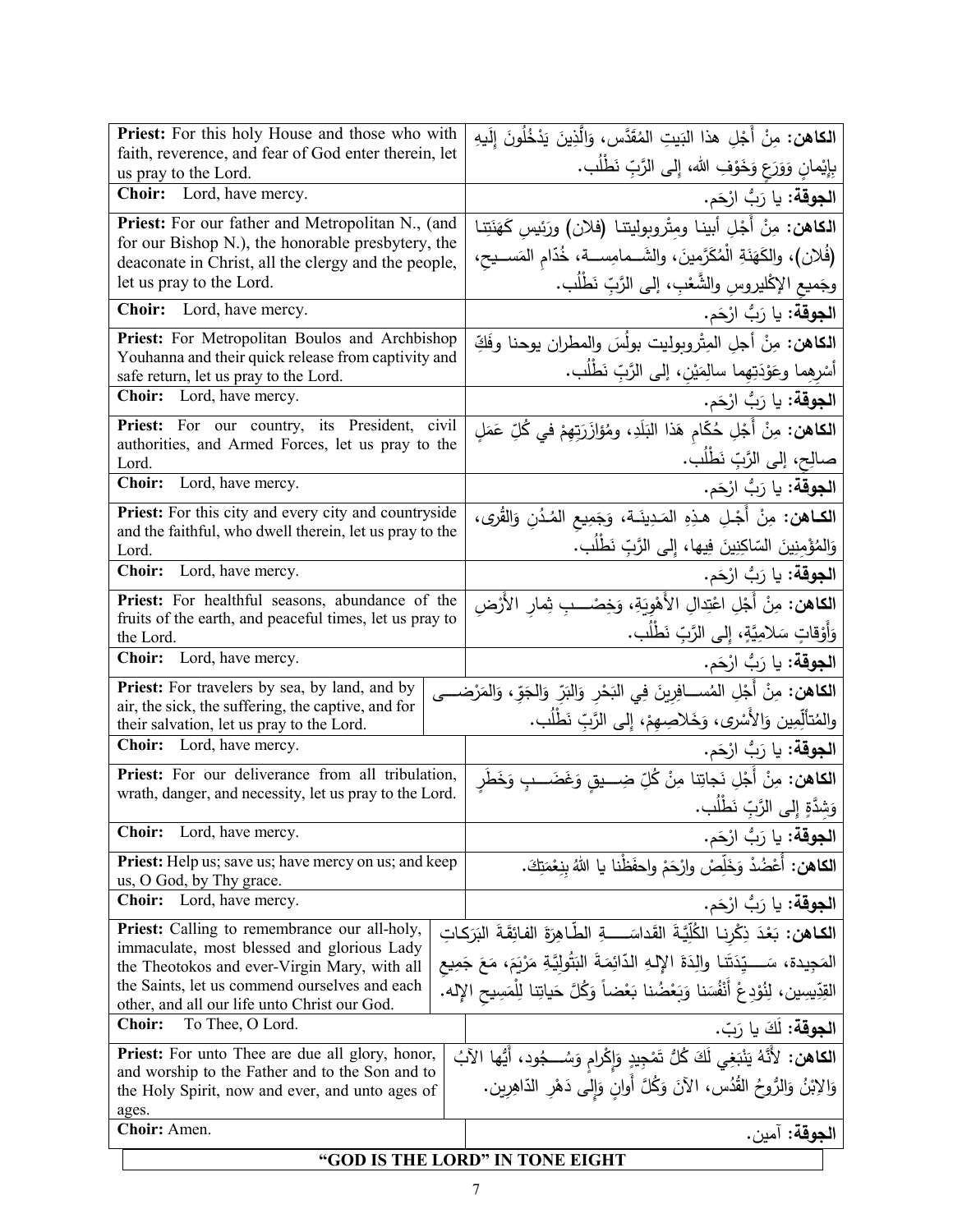| | |
|---|---|
| **Priest:** For this holy House and those who with faith, reverence, and fear of God enter therein, let us pray to the Lord. | **الكاهن:** مِنْ أَجْلِ هذا البَيتِ المُقَدَّس، وَالَّذِينَ يَدْخُلُونَ إِلَيهِ بِإِيْمانٍ وَوَرَعٍ وَخَوْفِ الله، إِلى الرَّبِّ نَطْلُب. |
| **Choir:** Lord, have mercy. | **الجوقة:** يا رَبُّ ارْحَم. |
| **Priest:** For our father and Metropolitan N., (and for our Bishop N.), the honorable presbytery, the deaconate in Christ, all the clergy and the people, let us pray to the Lord. | **الكاهن:** مِنْ أَجْلِ أبينا ومِتْروبوليتنا (فلان) ورَئيسِ كَهَنَتِنا (فُلان)، والكَهَنَةِ الْمُكَرَّمينَ، والشَمامِسة، خُدّامِ المَسيحِ، وجَميعِ الإكْليروسِ والشَّعْبِ، إلى الرَّبِّ نَطْلُب. |
| **Choir:** Lord, have mercy. | **الجوقة:** يا رَبُّ ارْحَم. |
| **Priest:** For Metropolitan Boulos and Archbishop Youhanna and their quick release from captivity and safe return, let us pray to the Lord. | **الكاهن:** مِنْ أجلِ المِتْروبوليت بولُسَ والمطران يوحنا وفَكِّ أَسْرِهِما وعَوْدَتِهِما سالِمَيْنِ، إلى الرَّبِّ نَطْلُب. |
| **Choir:** Lord, have mercy. | **الجوقة:** يا رَبُّ ارْحَم. |
| **Priest:** For our country, its President, civil authorities, and Armed Forces, let us pray to the Lord. | **الكاهن:** مِنْ أَجْلِ حُكّامِ هَذا البَلَدِ، ومُؤازَرَتِهِمْ في كُلِّ عَمَلٍ صالِحٍ، إلى الرَّبِّ نَطْلُب. |
| **Choir:** Lord, have mercy. | **الجوقة:** يا رَبُّ ارْحَم. |
| **Priest:** For this city and every city and countryside and the faithful, who dwell therein, let us pray to the Lord. | **الكاهن:** مِنْ أَجْلِ هذِهِ المَدِينَة، وَجَمِيعِ المُدُنِ وَالقُرى، وَالمُؤْمِنِينَ السّاكِنِينَ فِيها، إِلى الرَّبِّ نَطْلُب. |
| **Choir:** Lord, have mercy. | **الجوقة:** يا رَبُّ ارْحَم. |
| **Priest:** For healthful seasons, abundance of the fruits of the earth, and peaceful times, let us pray to the Lord. | **الكاهن:** مِنْ أَجْلِ اعْتِدالِ الأَهْوِيَةِ، وَخِصْبِ ثِمارِ الأَرْضِ وَأَوْقاتٍ سَلامِيَّةٍ، إِلى الرَّبِّ نَطْلُب. |
| **Choir:** Lord, have mercy. | **الجوقة:** يا رَبُّ ارْحَم. |
| **Priest:** For travelers by sea, by land, and by air, the sick, the suffering, the captive, and for their salvation, let us pray to the Lord. | **الكاهن:** مِنْ أَجْلِ المُسافِرِينَ فِي البَحْرِ وَالبَرِّ وَالجَوِّ، وَالمَرْضى والمُتألِّمِين وَالأَسْرى، وَخَلاصِهِمْ، إِلى الرَّبِّ نَطْلُب. |
| **Choir:** Lord, have mercy. | **الجوقة:** يا رَبُّ ارْحَم. |
| **Priest:** For our deliverance from all tribulation, wrath, danger, and necessity, let us pray to the Lord. | **الكاهن:** مِنْ أَجْلِ نَجاتِنا مِنْ كُلِّ ضِيقٍ وَغَضَبٍ وَخَطَرٍ وَشِدَّةٍ إِلى الرَّبِّ نَطْلُب. |
| **Choir:** Lord, have mercy. | **الجوقة:** يا رَبُّ ارْحَم. |
| **Priest:** Help us; save us; have mercy on us; and keep us, O God, by Thy grace. | **الكاهن:** أَعْضُدْ وَخَلِّصْ وارْحَمْ واحفَظْنا يا اللهُ بِنِعْمَتِكَ. |
| **Choir:** Lord, have mercy. | **الجوقة:** يا رَبُّ ارْحَم. |
| **Priest:** Calling to remembrance our all-holy, immaculate, most blessed and glorious Lady the Theotokos and ever-Virgin Mary, with all the Saints, let us commend ourselves and each other, and all our life unto Christ our God. | **الكاهن:** بَعْدَ ذِكْرِنا الكُلِّيَّةَ القَداسَةِ الطّاهِرَةَ الفائِقَةَ البَرَكاتِ المَجِيدة، سَيِّدَتَنا والِدَةَ الإِلهِ الدّائِمَةَ البَتُولِيَّةِ مَرْيَمَ، مَعَ جَمِيعِ القدِّيسين، لِنُودِعْ أَنْفُسَنا وَبَعْضُنا بَعْضاً وَكُلَّ حَياتِنا لِلْمَسِيحِ الإِله. |
| **Choir:** To Thee, O Lord. | **الجوقة:** لَكَ يا رَبّ. |
| **Priest:** For unto Thee are due all glory, honor, and worship to the Father and to the Son and to the Holy Spirit, now and ever, and unto ages of ages. | **الكاهن:** لأَنَّهُ يَنْبَغِي لَكَ كُلُّ تَمْجِيدٍ وَإِكْرامٍ وَسُجُود، أَيُّها الآبُ وَالِابْنُ وَالرُّوحُ القُدُس، الآنَ وَكُلَّ أَوانٍ وَإِلى دَهْرِ الدّاهِرِين. |
| **Choir:** Amen. | **الجوقة:** آمين. |

## “GOD IS THE LORD” IN TONE EIGHT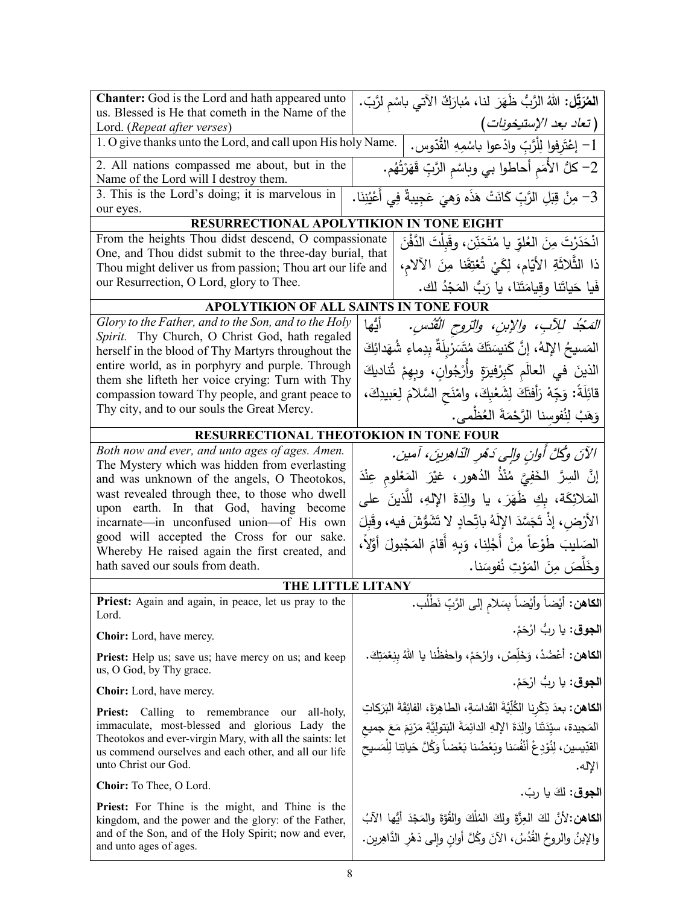| | |
|---|---|
| **Chanter:** God is the Lord and hath appeared unto us. Blessed is He that cometh in the Name of the Lord. (*Repeat after verses*) | **المُرَتِّل:** اللهُ الرَّبُّ ظَهَرَ لنا، مُبارَكٌ الآتي باسْمِ لرَّبّ. (*تعاد بعد الإستيخونات*) |
| 1. O give thanks unto the Lord, and call upon His holy Name. | 1- إعْتَرِفوا لِلْرَّبِّ وادْعوا باسْمِهِ القُدّوس. |
| 2. All nations compassed me about, but in the Name of the Lord will I destroy them. | 2- كلُّ الأُمَمِ أحاطوا بي وباسْمِ الرَّبِّ قَهَرْتُهُم. |
| 3. This is the Lord's doing; it is marvelous in our eyes. | 3- مِنْ قِبَلِ الرَّبِّ كَانَتْ هَذَه وَهيَ عَجِيبةٌ فِي أَعْيُنِنَا. |

## RESURRECTIONAL APOLYTIKION IN TONE EIGHT

| | |
|---|---|
| From the heights Thou didst descend, O compassionate One, and Thou didst submit to the three-day burial, that Thou might deliver us from passion; Thou art our life and our Resurrection, O Lord, glory to Thee. | انْحَدَرْتَ مِنَ العُلوِّ يا مُتَحَنِّن، وقَبِلْتَ الدَّفْنَ ذا الثَّلاثَةِ الأيّام، لِكَيْ تُعْتِقَنا مِنَ الآلامِ، فَيا حَياتَنا وقِيامَتَنَا، يا رَبُّ المَجْدُ لك. |

## APOLYTIKION OF ALL SAINTS IN TONE FOUR

| | |
|---|---|
| *Glory to the Father, and to the Son, and to the Holy Spirit.* Thy Church, O Christ God, hath regaled herself in the blood of Thy Martyrs throughout the entire world, as in porphyry and purple. Through them she lifteth her voice crying: Turn with Thy compassion toward Thy people, and grant peace to Thy city, and to our souls the Great Mercy. | *المَجْدُ للآبِ، والإبنِ، والرّوحِ القُدُس.* أيُّها المَسيحُ الإلهُ، إنَّ كَنيسَتَكَ مُتَسَرْبِلَةٌ بِدِماءِ شُهَدائِكَ الذينَ في العالَمِ كَبِرْفيرَةٍ وأُرْجُوانٍ، وبِهِمْ تُناديكَ قائِلَةً: وَجِّهْ رَأفتَكَ لِشَعْبِكَ، وامْنَحِ السَّلامَ لِعَبيدِكَ، وَهَبْ لِنُفوسِنا الرَّحْمَةَ العُظْمى. |

## RESURRECTIONAL THEOTOKION IN TONE FOUR

| | |
|---|---|
| *Both now and ever, and unto ages of ages. Amen.* The Mystery which was hidden from everlasting and was unknown of the angels, O Theotokos, wast revealed through thee, to those who dwell upon earth. In that God, having become incarnate—in unconfused union—of His own good will accepted the Cross for our sake. Whereby He raised again the first created, and hath saved our souls from death. | *الآنَ وكُلَّ أوانٍ وإلى دَهْرِ الدّاهِرينَ، آمين.* إنَّ السِرَّ الخَفِيَّ مُنْذُ الدُهور، غيْرَ المَعْلومِ عِنْدَ المَلائِكَة، بِكِ ظَهَرَ، يا والِدَةَ الإلهِ، للَّذينَ على الأرْضِ، إذْ تَجَسَّدَ الإلَهُ باتِّحادٍ لا تَشَوُّشَ فيه، وقَبِلَ الصَليبَ طَوْعاً مِنْ أَجْلِنا، وَبِهِ أَقامَ المَجْبولَ أوَّلاً، وخَلَّصَ مِنَ المَوْتِ نُفوسَنا. |

## THE LITTLE LITANY

| | |
|---|---|
| **Priest:** Again and again, in peace, let us pray to the Lord. | **الكاهن:** أيْضاً وأيْضاً بِسَلامٍ إلى الرَّبِّ نَطْلُب. |
| **Choir:** Lord, have mercy. | **الجوق:** يا ربُّ ارْحَمْ. |
| **Priest:** Help us; save us; have mercy on us; and keep us, O God, by Thy grace. | **الكاهن:** أعْضُدْ، وَخَلِّصْ، وارْحَمْ، واحفَظْنا يا اللهُ بِنِعْمَتِكَ. |
| **Choir:** Lord, have mercy. | **الجوق:** يا ربُّ ارْحَمْ. |
| **Priest:** Calling to remembrance our all-holy, immaculate, most-blessed and glorious Lady the Theotokos and ever-virgin Mary, with all the saints: let us commend ourselves and each other, and all our life unto Christ our God. | **الكاهن:** بعدَ ذِكْرِنا الكُلِّيَّةَ القَداسَةِ، الطاهِرَةَ، الفائِقَةَ البَرَكاتِ المَجيدة، سيِّدَتَنا والِدَةَ الإلهِ الدائِمَةَ البَتولِيَّةِ مَرْيَمَ مَعَ جميعِ القدِّيسين، لِنُودِعْ أنفُسَنا وبَعْضُنا بَعْضاً وَكُلَّ حَياتِنا لِلْمَسيحِ الإله. |
| **Choir:** To Thee, O Lord. | **الجوق:** لكَ يا ربّ. |
| **Priest:** For Thine is the might, and Thine is the kingdom, and the power and the glory: of the Father, and of the Son, and of the Holy Spirit; now and ever, and unto ages of ages. | **الكاهن:** لأنَّ لكَ العِزَّةَ ولكَ المُلْكَ والقُوَّةَ والمَجْدَ أيُّها الآبُ والإبنُ والروحُ القُدُسُ، الآنَ وكُلَّ أوانٍ وإلى دَهْرِ الدَّاهِرين. |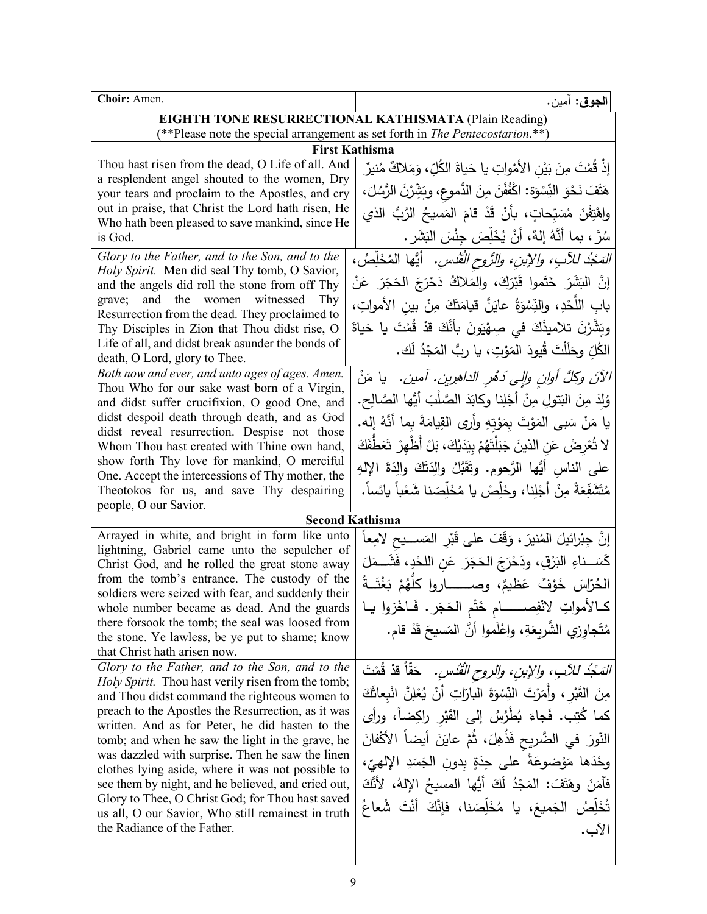| **Choir:** Amen. | **الجوق:** آمين. |
|---|---|
| **EIGHTH TONE RESURRECTIONAL KATHISMATA** (Plain Reading) (**Please note the special arrangement as set forth in *The Pentecostarion*.**) | |
| **First Kathisma** | |
| Thou hast risen from the dead, O Life of all. And a resplendent angel shouted to the women, Dry your tears and proclaim to the Apostles, and cry out in praise, that Christ the Lord hath risen, He Who hath been pleased to save mankind, since He is God. | إذْ قُمْتَ مِنَ بَيْنِ الأمْواتِ يا حَياةَ الكُلِّ، وَمَلاكٌ مُنيرٌ هَتَفَ نَحْوَ النِّسْوَة: اكْفُفْنَ مِنَ الدُّموعِ، وبَشِّرْنَ الرُّسُلَ، واهْتِفْنَ مُسَبِّحاتٍ، بأنْ قَدْ قامَ المَسيحُ الرَّبُّ الذي سُرَّ، بما أنَّهُ إلهٌ، أنْ يُخَلِّصَ جِنْسَ البَشَر. |
| *Glory to the Father, and to the Son, and to the Holy Spirit.* Men did seal Thy tomb, O Savior, and the angels did roll the stone from off Thy grave; and the women witnessed Thy Resurrection from the dead. They proclaimed to Thy Disciples in Zion that Thou didst rise, O Life of all, and didst break asunder the bonds of death, O Lord, glory to Thee. | *المَجْدُ للآبِ، والإبنِ، والرُّوحِ القُدُسِ.* أيُّها المُخَلِّصُ، إنَّ البَشَرَ خَتَموا قَبْرَكَ، والمَلاكُ دَحْرَجَ الحَجَرَ عَنْ بابِ اللَّحْدِ، والنِّسْوَةُ عايَنَّ قيامَتَكَ مِنْ بينِ الأمواتِ، وبَشَّرْنَ تلاميذَكَ في صِهْيَونَ بأنَّكَ قدْ قُمْتَ يا حَياةَ الكُلِّ وحَلَلْتَ قُيودَ المَوْتِ، يا ربُّ المَجْدُ لَك. |
| *Both now and ever, and unto ages of ages. Amen.* Thou Who for our sake wast born of a Virgin, and didst suffer crucifixion, O good One, and didst despoil death through death, and as God didst reveal resurrection. Despise not those Whom Thou hast created with Thine own hand, show forth Thy love for mankind, O merciful One. Accept the intercessions of Thy mother, the Theotokos for us, and save Thy despairing people, O our Savior. | *الآنَ وكلَّ أوانٍ وإلى دَهْرِ الداهرين. آمين.* يا مَنْ وُلِدَ مِنَ البَتولِ مِنْ أجْلِنا وكابَدَ الصَّلْبَ أيُّها الصَّالِح. يا مَنْ سَبى المَوْتَ بِمَوْتِهِ وأرى القيامَةَ بما أنَّهُ إله. لا تُعْرِضْ عَنِ الذينَ جَبَلْتَهُمْ بِيَدَيْكَ، بَلْ أَظْهِرْ تَعَطُّفَكَ على الناسِ أيُّها الرَّحوم. وتَقَبَّلْ والِدَتَكَ والِدَةَ الإلهِ مُتَشَفِّعَةً مِنْ أجْلِنا، وخَلِّصْ يا مُخَلِّصَنا شَعْباً يائساً. |
| **Second Kathisma** | |
| Arrayed in white, and bright in form like unto lightning, Gabriel came unto the sepulcher of Christ God, and he rolled the great stone away from the tomb's entrance. The custody of the soldiers were seized with fear, and suddenly their whole number became as dead. And the guards there forsook the tomb; the seal was loosed from the stone. Ye lawless, be ye put to shame; know that Christ hath arisen now. | إنَّ جِبْرائيلَ المُنيرَ، وَقَفَ على قَبْرِ المَسيحِ لامِعاً كَسَناءِ البَرْقِ، ودَحْرَجَ الحَجَرَ عَنِ اللحْدِ، فَشَمَلَ الحُرّاسَ خَوْفٌ عَظيمٌ، وصاروا كلُّهُمْ بَغْتَةً كالأمواتِ لانْفِصامِ خَتْمِ الحَجَر. فَاخْزوا يا مُتَجاوِزِي الشَّريعَةِ، واعْلَموا أنَّ المَسيحَ قَدْ قام. |
| *Glory to the Father, and to the Son, and to the Holy Spirit.* Thou hast verily risen from the tomb; and Thou didst command the righteous women to preach to the Apostles the Resurrection, as it was written. And as for Peter, he did hasten to the tomb; and when he saw the light in the grave, he was dazzled with surprise. Then he saw the linen clothes lying aside, where it was not possible to see them by night, and he believed, and cried out, Glory to Thee, O Christ God; for Thou hast saved us all, O our Savior, Who still remainest in truth the Radiance of the Father. | *المَجْدُ للآبِ، والإبنِ، والروحِ القُدُسِ.* حقّاً قدْ قُمْتَ مِنَ القَبْرِ، وأَمَرْتَ النِّسْوَةَ البارّاتِ أنْ يُعْلِنَّ انْبِعاثَكَ كما كُتِب. فَجاءَ بُطْرُسُ إلى القَبْرِ راكِضاً، ورأى النّورَ في الضَّريحِ فَذُهِلَ، ثُمَّ عايَنَ أيضاً الأكْفانَ وحْدَها مَوْضوعَةً على حِدَةٍ بدونِ الجَسَدِ الإلهيّ، فآمَنَ وهَتَفَ: المَجْدُ لَكَ أيُّها المسيحُ الإلهُ، لأنَّكَ تُخَلِّصُ الجَميعَ، يا مُخَلِّصَنا، فإنَّكَ أنْتَ شُعاعُ الآب. |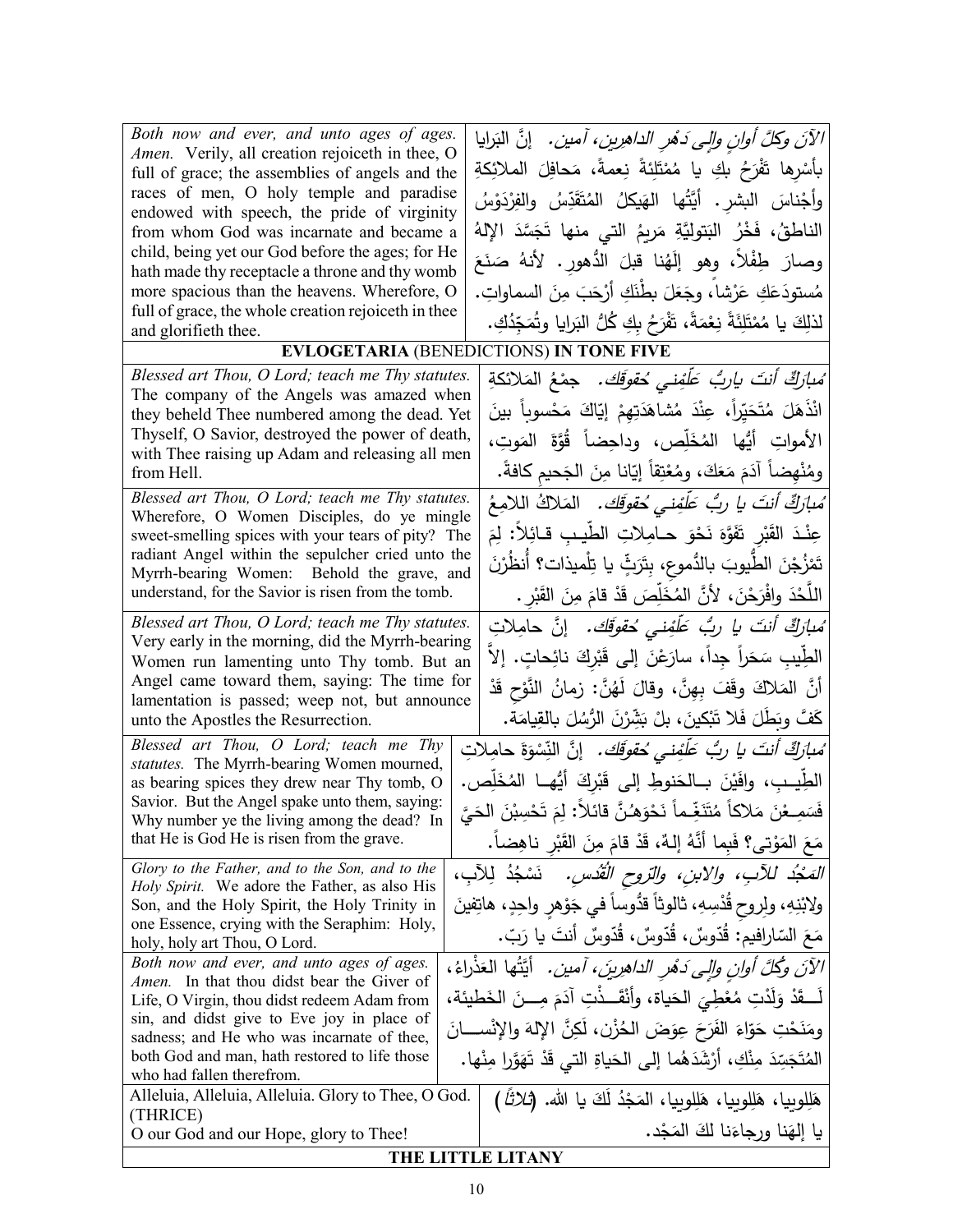| | |
|---|---|
| *Both now and ever, and unto ages of ages. Amen.* Verily, all creation rejoiceth in thee, O full of grace; the assemblies of angels and the races of men, O holy temple and paradise endowed with speech, the pride of virginity from whom God was incarnate and became a child, being yet our God before the ages; for He hath made thy receptacle a throne and thy womb more spacious than the heavens. Wherefore, O full of grace, the whole creation rejoiceth in thee and glorifieth thee. | *الآنَ وكلَّ أوانٍ وإلى دَهْرِ الداهرين، آمين.* إنَّ البَرايا بأسْرِها تَفْرَحُ بكِ يا مُمْتَلِئةً نِعمةً، مَحافِلَ الملائكةِ وأجْناسَ البشرِ. أيَّتُها الهَيكلُ المُتَقَدِّسُ والفِرْدَوْسُ الناطِقُ، فَخْرُ البَتوليَّةِ مَريمُ التي منها تَجَسَّدَ الإلهُ وصارَ طِفْلاً، وهو إلَهُنا قبلَ الدُّهور. لأنهُ صَنَعَ مُستودَعَكِ عَرْشاً، وجَعَلَ بطْنَكِ أرْحَبَ مِنَ السماواتِ. لذلِكَ يا مُمْتَلِئَةً نِعْمَةً، تَفْرَحُ بِكِ كُلُّ البَرايا وتُمَجِّدُكِ. |

**EVLOGETARIA** (BENEDICTIONS) **IN TONE FIVE**

| | |
|---|---|
| *Blessed art Thou, O Lord; teach me Thy statutes.* The company of the Angels was amazed when they beheld Thee numbered among the dead. Yet Thyself, O Savior, destroyed the power of death, with Thee raising up Adam and releasing all men from Hell. | *مُبارَكٌ أنتَ ياربُّ عَلِّمْني حُقوقَك.* جمْعُ المَلائكةِ انْذَهَلَ مُتَحَيِّراً، عِنْدَ مُشاهَدَتِهِمْ إيّاكَ مَحْسوباً بينَ الأمواتِ أيُّها المُخَلِّص، وداحِضاً قُوَّةَ المَوتِ، ومُنْهِضاً آدَمَ مَعَكَ، ومُعْتِقاً إيّانا مِنَ الجَحيمِ كافةً. |
| *Blessed art Thou, O Lord; teach me Thy statutes.* Wherefore, O Women Disciples, do ye mingle sweet-smelling spices with your tears of pity? The radiant Angel within the sepulcher cried unto the Myrrh-bearing Women: Behold the grave, and understand, for the Savior is risen from the tomb. | *مُبارَكٌ أنتَ يا ربُّ عَلِّمْني حُقوقَك.* المَلاكُ اللامِعُ عِنْدَ القَبْرِ تَفَوَّهَ نَحْوَ حامِلاتِ الطّيبِ قائِلاً: لِمَ تَمْزُجْنَ الطُّيوبَ بالدُّموعِ، بِتَرَثٍّ يا تِلْميذات؟ أنظُرْنَ اللَّحْدَ وافْرَحْنَ، لأنَّ المُخَلِّصَ قَدْ قامَ مِنَ القَبْرِ. |
| *Blessed art Thou, O Lord; teach me Thy statutes.* Very early in the morning, did the Myrrh-bearing Women run lamenting unto Thy tomb. But an Angel came toward them, saying: The time for lamentation is passed; weep not, but announce unto the Apostles the Resurrection. | *مُبارَكٌ أنتَ يا ربُّ عَلِّمْني حُقوقَك.* إنَّ حامِلاتِ الطِّيبِ سَحَراً جِداً، سارَعْنَ إلى قَبْرِكَ نائِحاتٍ. إلاَّ أنَّ المَلاكَ وقَفَ بِهِنَّ، وقالَ لَهُنَّ: زمانُ النَّوْحِ قَدْ كَفَّ وبَطَلَ فَلا تَبْكِينَ، بلْ بَشِّرْنَ الرُّسُلَ بالقِيامَة. |
| *Blessed art Thou, O Lord; teach me Thy statutes.* The Myrrh-bearing Women mourned, as bearing spices they drew near Thy tomb, O Savior. But the Angel spake unto them, saying: Why number ye the living among the dead? In that He is God He is risen from the grave. | *مُبارَكٌ أنتَ يا ربُّ عَلِّمْني حُقوقَك.* إنَّ النِّسْوَةَ حامِلاتِ الطِّيبِ، وافَيْنَ بالحَنوطِ إلى قَبْرِكَ أيُّها المُخَلِّص. فَسَمِعْنَ مَلاكاً مُتَنَغِّماً نَحْوَهُنَّ قائلاً: لِمَ تَحْسِبْنَ الحَيَّ مَعَ المَوْتى؟ فبِما أنَّهُ إلهٌ، قَدْ قامَ مِنَ القَبْرِ ناهِضاً. |
| *Glory to the Father, and to the Son, and to the Holy Spirit.* We adore the Father, as also His Son, and the Holy Spirit, the Holy Trinity in one Essence, crying with the Seraphim: Holy, holy, holy art Thou, O Lord. | *المَجْدُ للآبِ، والابنِ، والرّوحِ القُدُس.* نَسْجُدُ لِلآبِ، ولابْنِهِ، ولِروحِ قُدْسِهِ، ثالوثاً قدُّوساً في جَوْهرٍ واحِدٍ، هاتِفينَ مَعَ السّارافيم: قُدّوسٌ، قُدّوسٌ، قُدّوسٌ أنتَ يا رَبّ. |
| *Both now and ever, and unto ages of ages. Amen.* In that thou didst bear the Giver of Life, O Virgin, thou didst redeem Adam from sin, and didst give to Eve joy in place of sadness; and He who was incarnate of thee, both God and man, hath restored to life those who had fallen therefrom. | *الآنَ وكُلَّ أوانٍ وإلى دَهْرِ الداهرينَ، آمين.* أيَّتُها العَذْراءُ، لَقَدْ وَلَدْتِ مُعْطِيَ الحَياة، وأنْقَذْتِ آدَمَ مِنَ الخَطيئة، ومَنَحْتِ حَوّاءَ الفَرَحَ عِوَضَ الحُزْن، لَكِنَّ الإلهَ والإنْسانَ المُتَجَسِّدَ مِنْكِ، أرْشَدَهُما إلى الحَياةِ التي قَدْ تَهَوَّرا مِنْها. |
| Alleluia, Alleluia, Alleluia. Glory to Thee, O God. (THRICE)<br>O our God and our Hope, glory to Thee! | هَلِلوييا، هَلِلوييا، هَلِلوييا، المَجْدُ لَكَ يا الله. (ثلاثاً)<br>يا إلهَنا ورجاءَنا لكَ المَجْد. |

**THE LITTLE LITANY**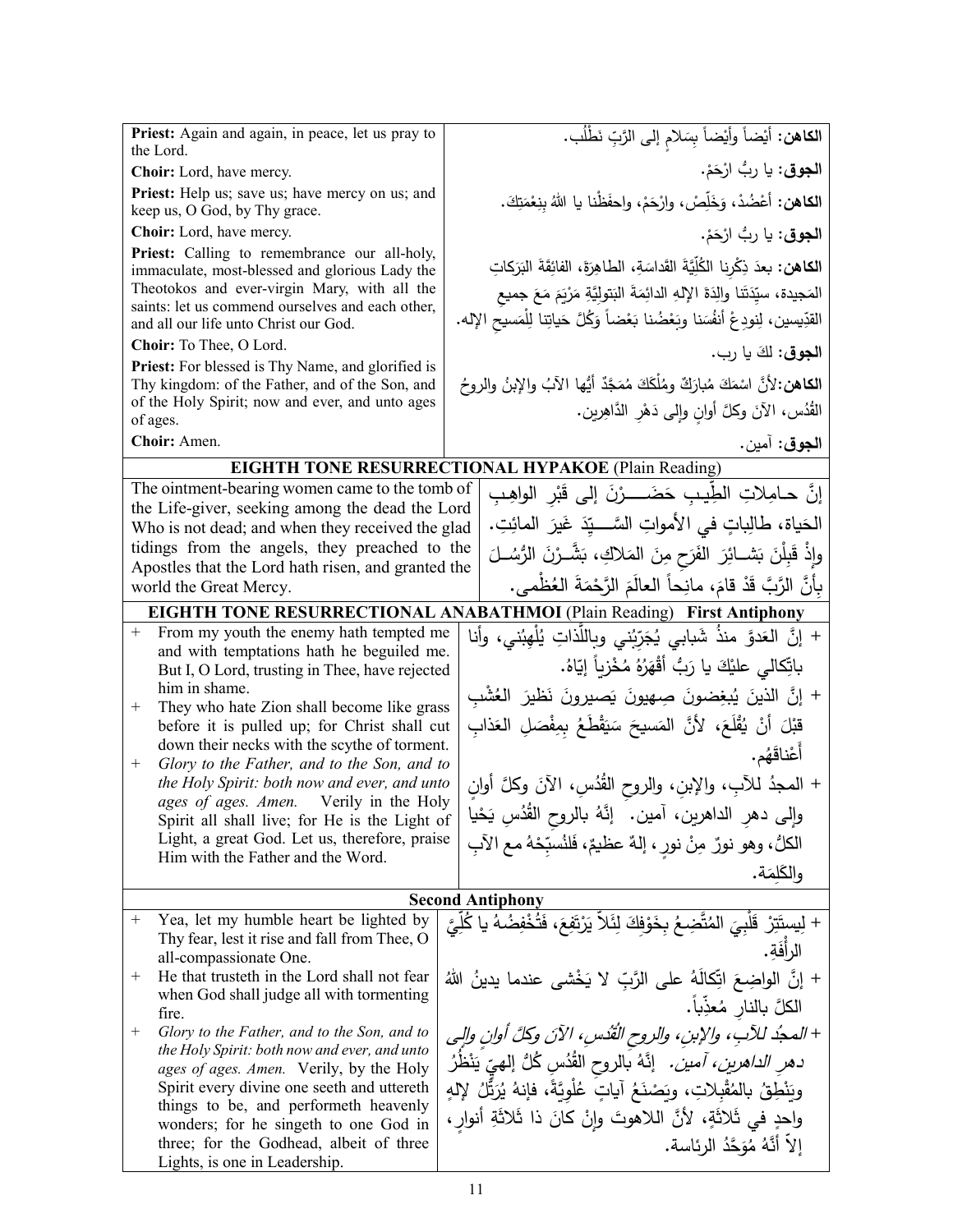| | |
|---|---|
| **Priest:** Again and again, in peace, let us pray to the Lord. | **الكاهن:** أيْضاً وأيْضاً بِسَلامٍ إلى الرَّبِّ نَطْلُب. |
| **Choir:** Lord, have mercy. | **الجوق:** يا ربُّ ارْحَمْ. |
| **Priest:** Help us; save us; have mercy on us; and keep us, O God, by Thy grace. | **الكاهن:** أعْضُدْ، وَخَلِّصْ، وارْحَمْ، واحفَظْنا يا اللهُ بِنِعْمَتِكَ. |
| **Choir:** Lord, have mercy. | **الجوق:** يا ربُّ ارْحَمْ. |
| **Priest:** Calling to remembrance our all-holy, immaculate, most-blessed and glorious Lady the Theotokos and ever-virgin Mary, with all the saints: let us commend ourselves and each other, and all our life unto Christ our God. | **الكاهن:** بعدَ ذِكْرِنا الكُلِّيَّةَ القَداسَةِ، الطاهِرَةَ، الفائِقَةَ البَرَكاتِ المَجيدة، سيِّدَتَنا والِدَةَ الإلهِ الدائِمَةَ البَتولِيَّةِ مَرْيَمَ مَعَ جميعِ القدِّيسين، لِنودِعْ أنفُسَنا وبَعْضُنا بَعْضاً وَكُلَّ حَياتِنا لِلْمَسيحِ الإله. |
| **Choir:** To Thee, O Lord. | **الجوق:** لكَ يا رب. |
| **Priest:** For blessed is Thy Name, and glorified is Thy kingdom: of the Father, and of the Son, and of the Holy Spirit; now and ever, and unto ages of ages. | **الكاهن:** لأنَّ اسْمَكَ مُبارَكٌ ومُلْكَكَ مُمَجَّدٌ أيُّها الآبُ والإبنُ والروحُ القُدُس، الآنَ وكلَّ أوانٍ وإلى دَهْرِ الدَّاهِرين. |
| **Choir:** Amen. | **الجوق:** آمين. |

## EIGHTH TONE RESURRECTIONAL HYPAKOE (Plain Reading)

| | |
|---|---|
| The ointment-bearing women came to the tomb of the Life-giver, seeking among the dead the Lord Who is not dead; and when they received the glad tidings from the angels, they preached to the Apostles that the Lord hath risen, and granted the world the Great Mercy. | إنَّ حامِلاتِ الطِّيبِ حَضَرْنَ إلى قَبْرِ الواهِبِ الحَياة، طالِباتٍ في الأمواتِ السَّيِّدَ غَيرَ المائِتِ. وإذْ قَبِلْنَ بَشائِرَ الفَرَحِ مِنَ المَلاكِ، بَشَّرْنَ الرُّسُلَ بأنَّ الرَّبَّ قَدْ قامَ، مانِحاً العالَمَ الرَّحْمَةَ العُظْمى. |

## EIGHTH TONE RESURRECTIONAL ANABATHMOI (Plain Reading) First Antiphony

| | |
|---|---|
| + From my youth the enemy hath tempted me and with temptations hath he beguiled me. But I, O Lord, trusting in Thee, have rejected him in shame. | + إنَّ العَدوَّ منذُ شَبابي يُجَرِّبُني وباللَّذاتِ يُلْهِبُني، وأنا باتِّكالي عليْكَ يا رَبُّ أَقْهَرُهُ مُخْزِياً إيّاهُ. |
| + They who hate Zion shall become like grass before it is pulled up; for Christ shall cut down their necks with the scythe of torment. | + إنَّ الذينَ يُبْغِضونَ صِهيونَ يَصيرونَ نَظيرَ العُشْبِ قبْلَ أنْ يُقْلَعَ، لأنَّ المَسيحَ سَيَقْطَعُ بِمِقْصَلِ العَذابِ أَعْناقَهُم. |
| + *Glory to the Father, and to the Son, and to the Holy Spirit: both now and ever, and unto ages of ages. Amen.* Verily in the Holy Spirit all shall live; for He is the Light of Light, a great God. Let us, therefore, praise Him with the Father and the Word. | + المجدُ للآبِ، والإبنِ، والروحِ القُدُسِ، الآنَ وكلَّ أوانٍ وإلى دهرِ الداهرين، آمين. إنَّهُ بالروحِ القُدُسِ يَحْيا الكلُّ، وهو نورٌ مِنْ نورٍ، إلهٌ عظيمٌ، فَلْنُسَبِّحْهُ مع الآبِ والكَلِمَة. |

## Second Antiphony

| | |
|---|---|
| + Yea, let my humble heart be lighted by Thy fear, lest it rise and fall from Thee, O all-compassionate One. | + لِيستَتِرْ قَلْبِيَ المُتَّضِعُ بِخَوْفِكَ لِئَلاَّ يَرْتَفِعَ، فَتُخْفِضُهُ يا كُلِّيَّ الرأْفَةِ. |
| + He that trusteth in the Lord shall not fear when God shall judge all with tormenting fire. | + إنَّ الواضِعَ اتِّكالَهُ على الرَّبِّ لا يَخْشى عندما يدينُ اللهُ الكلَّ بالنارِ مُعذِّباً. |
| + *Glory to the Father, and to the Son, and to the Holy Spirit: both now and ever, and unto ages of ages. Amen.* Verily, by the Holy Spirit every divine one seeth and uttereth things to be, and performeth heavenly wonders; for he singeth to one God in three; for the Godhead, albeit of three Lights, is one in Leadership. | + *المجدُ للآبِ، والإبنِ، والروحِ القُدُسِ، الآنَ وكلَّ أوانٍ وإلى دهرِ الداهرين، آمين.* إنَّهُ بالروحِ القُدُسِ كُلُّ إلهيٍّ يَنْظُرُ ويَنْطِقُ بالمُقْبِلاتِ، ويَصْنَعُ آياتٍ عُلْوِيَّةً، فإنهُ يُرَتِّلُ لإلهٍ واحدٍ في ثَلاثَةٍ، لأنَّ اللاهوتَ وإنْ كانَ ذا ثَلاثَةِ أنوارٍ، إلاّ أنَّهُ مُوَحَّدُ الرئاسة. |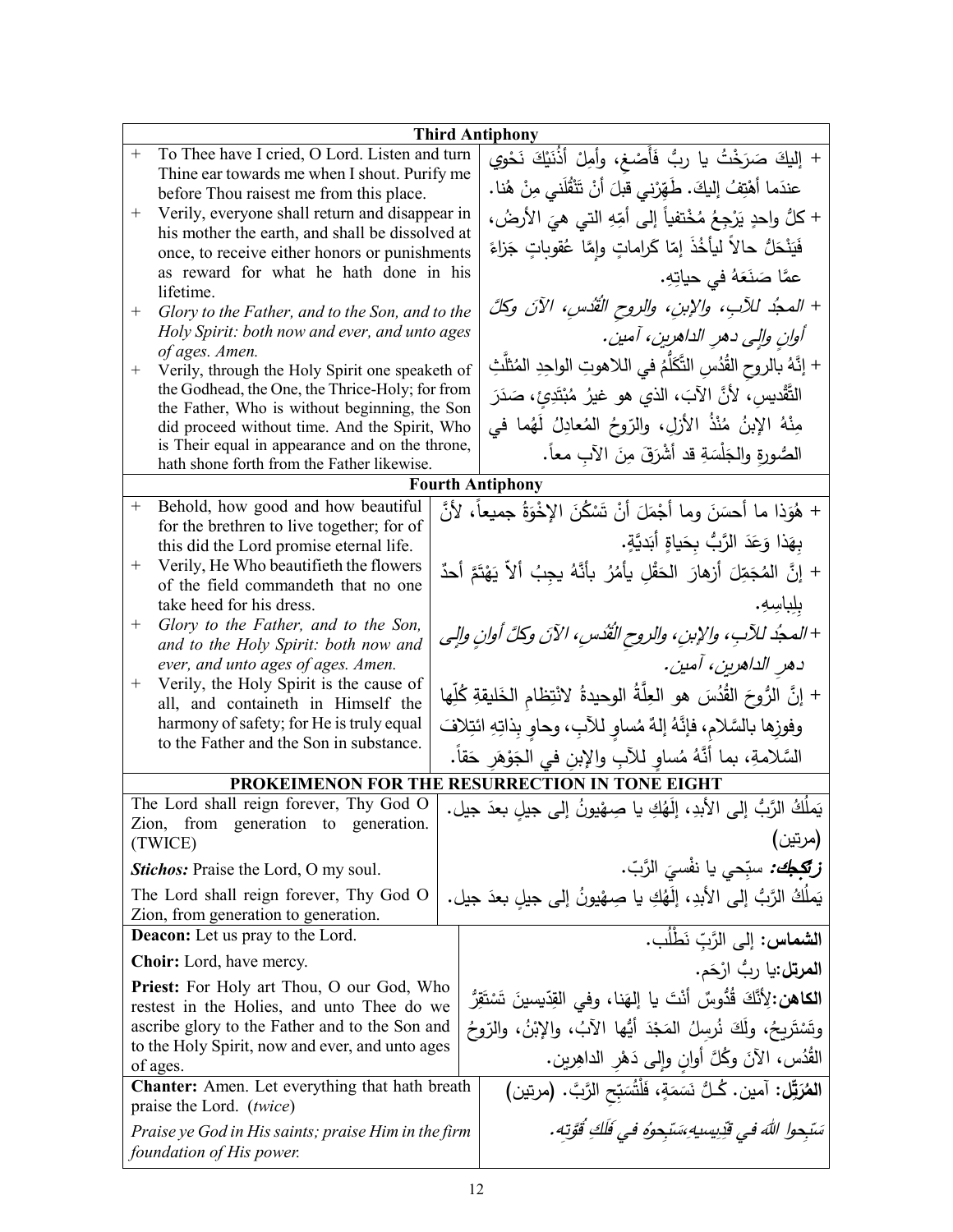| Third Antiphony | |
|---|---|
| + To Thee have I cried, O Lord. Listen and turn Thine ear towards me when I shout. Purify me before Thou raisest me from this place. | + إليكَ صَرَخْتُ يا ربُّ فَأَصْغِ، وأَمِلْ أُذُنَيْكَ نَحْوِي عندَما أَهْتِفُ إليكَ. طَهِّرْني قبلَ أنْ تَنْقُلَني مِنْ هُنا. |
| + Verily, everyone shall return and disappear in his mother the earth, and shall be dissolved at once, to receive either honors or punishments as reward for what he hath done in his lifetime. | + كلُّ واحدٍ يَرْجِعُ مُخْتَفياً إلى أُمِّهِ التي هيَ الأَرضُ، فَيَنْحَلُّ حالاً ليأْخُذَ إمّا كَراماتٍ وإمَّا عُقوباتٍ جَزاءً عمَّا صَنَعَهُ في حياتِهِ. |
| + *Glory to the Father, and to the Son, and to the Holy Spirit: both now and ever, and unto ages of ages. Amen.* | + *المجدُ للآبِ، والإبنِ، والروحِ القُدُسِ، الآنَ وكلَّ أوانٍ وإلى دهرِ الداهرين، آمين.* |
| + Verily, through the Holy Spirit one speaketh of the Godhead, the One, the Thrice-Holy; for from the Father, Who is without beginning, the Son did proceed without time. And the Spirit, Who is Their equal in appearance and on the throne, hath shone forth from the Father likewise. | + إنَّهُ بالروحِ القُدُسِ التَّكَلُّمُ في اللاهوتِ الواحِدِ المُثلَّثِ التَّقْديسِ، لأنَّ الآبَ، الذي هو غيرُ مُبْتَدِئٍ، صَدَرَ مِنْهُ الإبنُ مُنْذُ الأزلِ، والرّوحُ المُعادِلُ لَهُما في الصُّورةِ والجَلْسَةِ قد أَشْرَقَ مِنَ الآبِ معاً. |
| **Fourth Antiphony** | |
| + Behold, how good and how beautiful for the brethren to live together; for of this did the Lord promise eternal life. | + هُوَذا ما أَحسَنَ وما أَجْمَلَ أنْ تَسْكُنَ الإخْوَةُ جميعاً، لأنَّ بِهَذا وَعَدَ الرَّبُّ بِحَياةٍ أَبَدِيَّةٍ. |
| + Verily, He Who beautifieth the flowers of the field commandeth that no one take heed for his dress. | + إنَّ المُجَمِّلَ أَزهارَ الحَقْلِ يأْمُرُ بأَنَّهُ يجِبُ ألاّ يَهْتَمَّ أحدٌ بِلِباسِهِ. |
| + *Glory to the Father, and to the Son, and to the Holy Spirit: both now and ever, and unto ages of ages. Amen.* | + *المجدُ للآبِ، والإبنِ، والروحِ القُدُسِ، الآنَ وكلَّ أوانٍ وإلى دهرِ الداهرين، آمين.* |
| + Verily, the Holy Spirit is the cause of all, and containeth in Himself the harmony of safety; for He is truly equal to the Father and the Son in substance. | + إنَّ الرُّوحَ القُدُسَ هو العِلَّةُ الوحيدةُ لانْتِظامِ الخَليقةِ كُلِّها وفوزِها بالسَّلامِ، فإنَّهُ إلهٌ مُساوٍ للآبِ، وحاوٍ بِذاتِهِ ائتِلافَ السَّلامةِ، بما أَنَّهُ مُساوٍ للآبِ والإبنِ في الجَوْهَرِ حَقاً. |
| **PROKEIMENON FOR THE RESURRECTION IN TONE EIGHT** | |
| The Lord shall reign forever, Thy God O Zion, from generation to generation. (TWICE) | يَملُكُ الرَّبُّ إلى الأبدِ، إلَهُكِ يا صِهْيونُ إلى جيلٍ بعدَ جيل. (مرتين) |
| ***Stichos:*** Praise the Lord, O my soul. | ***ز تكجك:*** سبّحي يا نفْسيَ الرَّبّ. |
| The Lord shall reign forever, Thy God O Zion, from generation to generation. | يَملُكُ الرَّبُّ إلى الأبدِ، إلَهُكِ يا صِهْيونُ إلى جيلٍ بعدَ جيل. |
| **Deacon:** Let us pray to the Lord. | **الشماس:** إلى الرَّبِّ نَطْلُب. |
| **Choir:** Lord, have mercy. | **المرتل:**يا ربُّ ارْحَم. |
| **Priest:** For Holy art Thou, O our God, Who restest in the Holies, and unto Thee do we ascribe glory to the Father and to the Son and to the Holy Spirit, now and ever, and unto ages of ages. | **الكاهن:**لِأَنَّكَ قُدُّوسٌ أَنْتَ يا إلهَنا، وفي القِدّيسينَ تَسْتَقِرُّ وتَسْتَريحُ، ولَكَ نُرسِلُ المَجْدَ أيُّها الآبُ، والإبْنُ، والرّوحُ القُدُس، الآنَ وكُلَّ أوانٍ وإلى دَهْرِ الداهِرين. |
| **Chanter:** Amen. Let everything that hath breath praise the Lord. (*twice*) | **المُرَتِّل:** آمين. كُـلُّ نَسَمَةٍ، فَلْتُسَبِّحِ الرَّبَّ. (مرتين) |
| *Praise ye God in His saints; praise Him in the firm foundation of His power.* | *سَبِّحوا اللهَ في قِدِّيسيهِ،سَبِّحوهُ في فَلَكِ قُوَّتِه.* |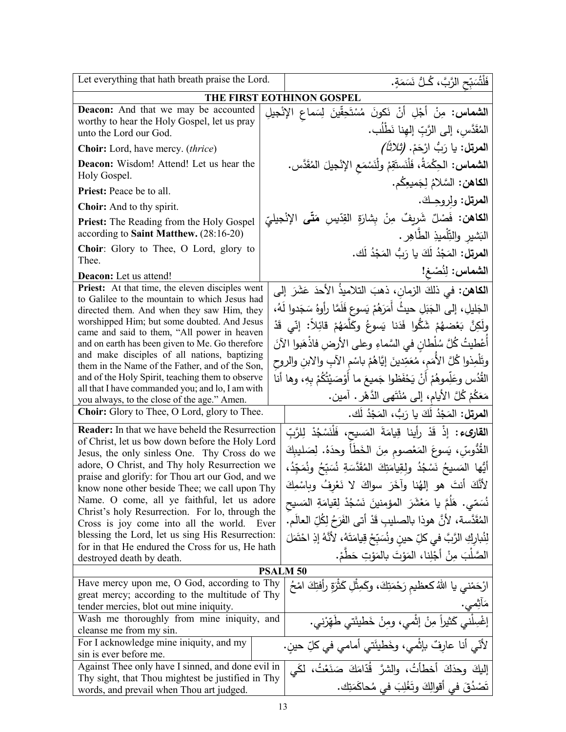| Let everything that hath breath praise the Lord. | فَلْتُسَبِّحِ الرَّبَّ، كُـلُّ نَسَمَةٍ. |
|---|---|
| **THE FIRST EOTHINON GOSPEL** | |
| **Deacon:** And that we may be accounted worthy to hear the Holy Gospel, let us pray unto the Lord our God. | **الشماس:** مِنْ أَجْلِ أَنْ نَكونَ مُسْتَحِقّينَ لِسَماعِ الإنْجيلِ المُقَدَّسِ، إلى الرَّبِّ إلهِنا نَطْلُب. |
| **Choir:** Lord, have mercy. (*thrice*) | **المرتل:** يا رَبُّ ارْحَمْ. *(ثلاثاً)* |
| **Deacon:** Wisdom! Attend! Let us hear the Holy Gospel. | **الشماس:** الحِكْمَةُ، فَلْنَستَقِمْ ولْنَسْمَعِ الإنْجيلَ المُقَدَّس. |
| **Priest:** Peace be to all. | **الكاهن:** السَّلامُ لِجَميعِكُم. |
| **Choir:** And to thy spirit. | **المرتل:** ولِروحِـكَ. |
| **Priest:** The Reading from the Holy Gospel according to **Saint Matthew.** (28:16-20) | **الكاهن:** فَصْلٌ شَريفٌ مِنْ بِشارَةِ القِدّيسِ **مَتّى** الإنْجيليِّ البَشيرِ والتِّلْميذِ الطَّاهِر. |
| **Choir**: Glory to Thee, O Lord, glory to Thee. | **المرتل:** المَجْدُ لَكَ يا رَبُّ المَجْدُ لَك. |
| **Deacon:** Let us attend! | **الشماس:** لِنُصْغِ! |
| **Priest:** At that time, the eleven disciples went to Galilee to the mountain to which Jesus had directed them. And when they saw Him, they worshipped Him; but some doubted. And Jesus came and said to them, "All power in heaven and on earth has been given to Me. Go therefore and make disciples of all nations, baptizing them in the Name of the Father, and of the Son, and of the Holy Spirit, teaching them to observe all that I have commanded you; and lo, I am with you always, to the close of the age." Amen. | **الكاهن:** في ذلكَ الزمانِ، ذهبَ التلاميذُ الأحدَ عَشَرَ إلى الجَليلِ، إلى الجَبَلِ حيثُ أَمَرَهُمْ يَسوع فَلَمَّا رأوهُ سَجَدوا لَهُ، ولَكِنَّ بَعْضَهُمْ شَكُّوا فَدَنا يَسوعُ وكَلَّمَهُمْ قائِلاً: إنّي قَدْ أُعْطيتُ كُلَّ سُلْطانٍ في السَّماءِ وعلى الأرضِ فاذْهَبوا الآنَ وتَلْمِذوا كُلَّ الأُمَمِ، مُعَمِّدينَ إيَّاهُمْ باسْمِ الآبِ والابنِ والروحِ القُدُس وعَلِّموهُمْ أَنْ يَحْفَظوا جَميعَ ما أَوْصَيْتُكُمْ بِهِ، وها أنا مَعَكُمْ كُلَّ الأيامِ، إلى مُنْتَهى الدَّهْر. آمين. |
| **Choir:** Glory to Thee, O Lord, glory to Thee. | **المرتل:** المَجْدُ لَكَ يا رَبُّ، المَجْدُ لَك. |
| **Reader:** In that we have beheld the Resurrection of Christ, let us bow down before the Holy Lord Jesus, the only sinless One. Thy Cross do we adore, O Christ, and Thy holy Resurrection we praise and glorify: for Thou art our God, and we know none other beside Thee; we call upon Thy Name. O come, all ye faithful, let us adore Christ's holy Resurrection. For lo, through the Cross is joy come into all the world. Ever blessing the Lord, let us sing His Resurrection: for in that He endured the Cross for us, He hath destroyed death by death. | **القارىء:** إذْ قَدْ رأينا قِيامَةَ المَسيحِ، فَلْنَسْجُدْ لِلرَّبِّ القُدُّوسِ، يَسوعَ المَعْصومِ مِنَ الخَطَأ وحدَهُ. لِصَليبِكَ أيُّها المَسيحُ نَسْجُدُ ولِقِيامَتِكَ المُقَدَّسَةِ نُسَبِّحُ ونُمَجِّدُ، لأَنَّكَ أنتَ هو إلهُنا وآخَرَ سواكَ لا نَعْرِفُ وباسْمِكَ نُسَمّي. هَلُمَّ يا مَعْشَرَ المؤمنينَ نَسْجُدْ لِقيامَةِ المَسيحِ المُقَدَّسة، لأنَّ هوذا بالصليبِ قَدْ أتى الفَرَحُ لِكُلِّ العالَم. لِنُبارِكِ الرَّبَّ في كلِّ حينٍ ونُسَبِّحْ قِيامَتَهُ، لأنَّهُ إذِ احْتَمَلَ الصَّلْبَ مِنْ أجْلِنا، المَوْتَ بالمَوْتِ حَطَّمْ. |
| **PSALM 50** | |
| Have mercy upon me, O God, according to Thy great mercy; according to the multitude of Thy tender mercies, blot out mine iniquity. | ارْحَمْني يا اللهُ كعظيمِ رَحْمَتِكَ، وكَمِثْلِ كَثْرَةِ رأفتِكَ امْحُ مَآثِمي. |
| Wash me thoroughly from mine iniquity, and cleanse me from my sin. | إغْسِلْني كَثيراً مِنْ إثْمي، ومِنْ خَطيئَتي طَهِّرْني. |
| For I acknowledge mine iniquity, and my sin is ever before me. | لأنّي أنا عارِفٌ بإثْمي، وخَطيئَتي أمامي في كلِّ حينٍ. |
| Against Thee only have I sinned, and done evil in Thy sight, that Thou mightest be justified in Thy words, and prevail when Thou art judged. | إليكَ وحدَكَ أخطأتُ، والشرَّ قُدّامَكَ صَنَعْتُ، لكَي تَصْدُقَ في أقوالِكَ وتَغْلِبَ في مُحاكَمَتِك. |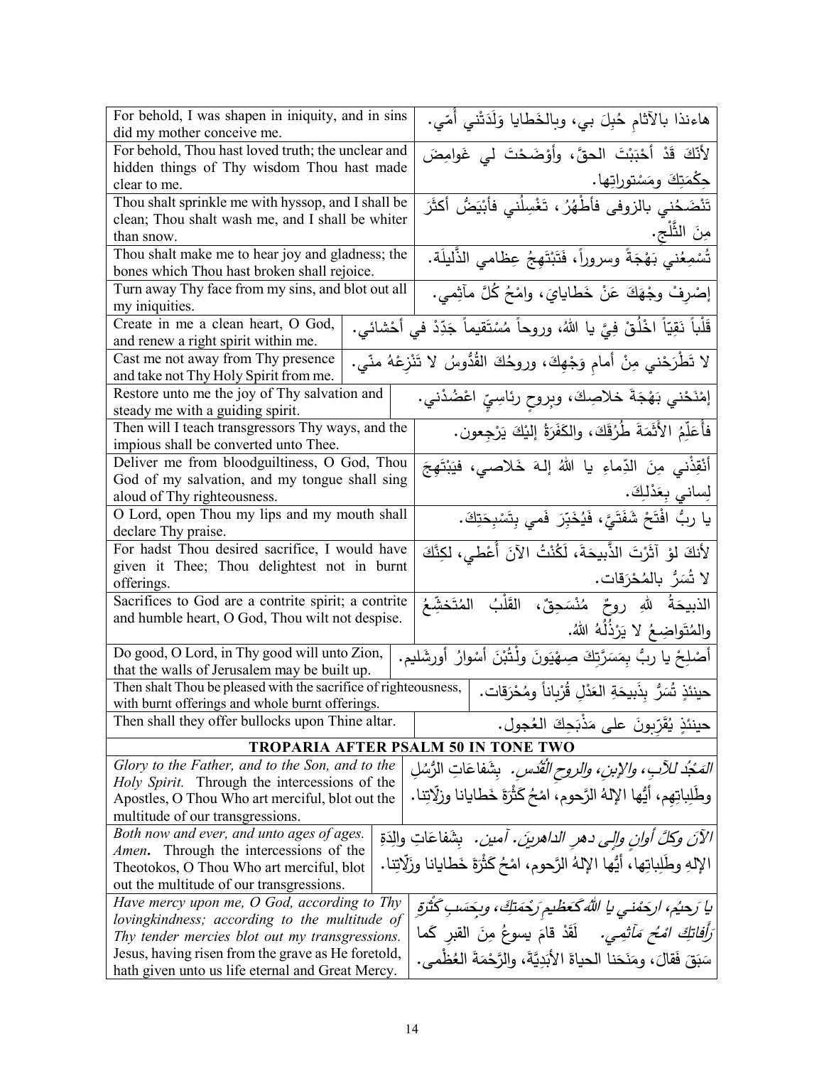| | |
|---|---|
| For behold, I was shapen in iniquity, and in sins did my mother conceive me. | هاءنذا بالآثامِ حُبِلَ بي، وبالخَطايا وَلَدَتْني أُمّي. |
| For behold, Thou hast loved truth; the unclear and hidden things of Thy wisdom Thou hast made clear to me. | لأنَكَ قَدْ أَحْبَبْتَ الحقَّ، وأَوْضَحْتَ لي غَوامِضَ حِكْمَتِكَ ومَسْتوراتِها. |
| Thou shalt sprinkle me with hyssop, and I shall be clean; Thou shalt wash me, and I shall be whiter than snow. | تَنْضَحُني بالزوفى فأطْهُرُ، تَغْسِلُني فأبْيَضُّ أكثَرَ مِنَ الثَّلْجِ. |
| Thou shalt make me to hear joy and gladness; the bones which Thou hast broken shall rejoice. | تُسْمِعُني بَهْجَةً وسروراً، فَتَبْتَهِجُ عِظامي الذَّليلَة. |
| Turn away Thy face from my sins, and blot out all my iniquities. | إِصْرِفْ وجْهَكَ عَنْ خَطايايَ، وامْحُ كُلَّ مآثِمي. |
| Create in me a clean heart, O God, and renew a right spirit within me. | قَلْباً نَقِيّاً اخْلُقْ فِيَّ يا اللهُ، وروحاً مُسْتَقيماً جَدِّدْ في أحْشائي. |
| Cast me not away from Thy presence and take not Thy Holy Spirit from me. | لا تَطْرَحْني مِنْ أمامِ وَجْهِكَ، وروحُكَ القُدُوسُ لا تَنْزِعْهُ منّي. |
| Restore unto me the joy of Thy salvation and steady me with a guiding spirit. | إمْنَحْني بَهْجَةَ خلاصِكَ، وبروحٍ رئاسِيٍّ اعْضُدْني. |
| Then will I teach transgressors Thy ways, and the impious shall be converted unto Thee. | فأُعَلِّمُ الأَثَمَةَ طُرُقَكَ، والكَفَرَةُ إليْكَ يَرْجِعون. |
| Deliver me from bloodguiltiness, O God, Thou God of my salvation, and my tongue shall sing aloud of Thy righteousness. | أنْقِذْني مِنَ الدِّماءِ يا اللهُ إلهَ خَلاصي، فيَبْتَهِجَ لِساني بِعَدْلِكَ. |
| O Lord, open Thou my lips and my mouth shall declare Thy praise. | يا ربُّ افْتَحْ شَفَتَيَّ، فَيُخَبِّرَ فَمي بِتَسْبِحَتِكَ. |
| For hadst Thou desired sacrifice, I would have given it Thee; Thou delightest not in burnt offerings. | لأنكَ لوْ آثَرْتَ الذَّبيحَةَ، لَكُنْتُ الآنَ أُعْطي، لكِنَّكَ لا تُسَرُّ بالمُحْرَقات. |
| Sacrifices to God are a contrite spirit; a contrite and humble heart, O God, Thou wilt not despise. | الذبيحَةُ للهِ روحٌ مُنْسَحِقٌ، القَلْبُ المُتَخَشِّعُ والمُتَواضِعُ لا يَرْذُلُهُ اللهُ. |
| Do good, O Lord, in Thy good will unto Zion, that the walls of Jerusalem may be built up. | أَصْلِحْ يا ربُّ بِمَسَرَّتِكَ صِهْيَونَ ولْتُبْنَ أسْوارُ أورشَليم. |
| Then shalt Thou be pleased with the sacrifice of righteousness, with burnt offerings and whole burnt offerings. | حينئذٍ تُسَرُّ بِذَبيحَةِ العَدْلِ قُرْباناً ومُحْرَقات. |
| Then shall they offer bullocks upon Thine altar. | حينئذٍ يُقَرِّبونَ على مَذْبَحِكَ العُجول. |

## TROPARIA AFTER PSALM 50 IN TONE TWO

| | |
|---|---|
| *Glory to the Father, and to the Son, and to the Holy Spirit.* Through the intercessions of the Apostles, O Thou Who art merciful, blot out the multitude of our transgressions. | *المَجْدُ للآبِ، والإبنِ، والروحِ القُدُس.* بِشَفاعاتِ الرُّسُلِ وطَلِباتِهِم، أيُّها الإلهُ الرَّحوم، امْحُ كَثْرَةَ خَطايانا وزَلّاتِنا. |
| *Both now and ever, and unto ages of ages. Amen*. Through the intercessions of the Theotokos, O Thou Who art merciful, blot out the multitude of our transgressions. | *الآنَ وكلَّ أوانٍ وإلى دهرِ الداهرين. آمين.* بِشَفاعَاتِ والِدَةِ الإلهِ وطَلِباتِها، أيُّها الإلهُ الرَّحوم، امْحُ كَثْرَةَ خَطايانا وزَلّاتِنا. |
| *Have mercy upon me, O God, according to Thy lovingkindness; according to the multitude of Thy tender mercies blot out my transgressions.* Jesus, having risen from the grave as He foretold, hath given unto us life eternal and Great Mercy. | *يا رَحيمُ، ارحَمْني يا اللهُ كَعَظيمِ رَحْمَتِكَ، وبِحَسَبِ كَثْرَةِ رَأفاتِكَ امْحُ مَآثِمي.* لَقَدْ قامَ يسوعُ مِنَ القبرِ كَما سَبَقَ فَقالَ، ومَنَحَنا الحياةَ الأبَدِيَّةَ، والرَّحْمَةَ العُظْمى. |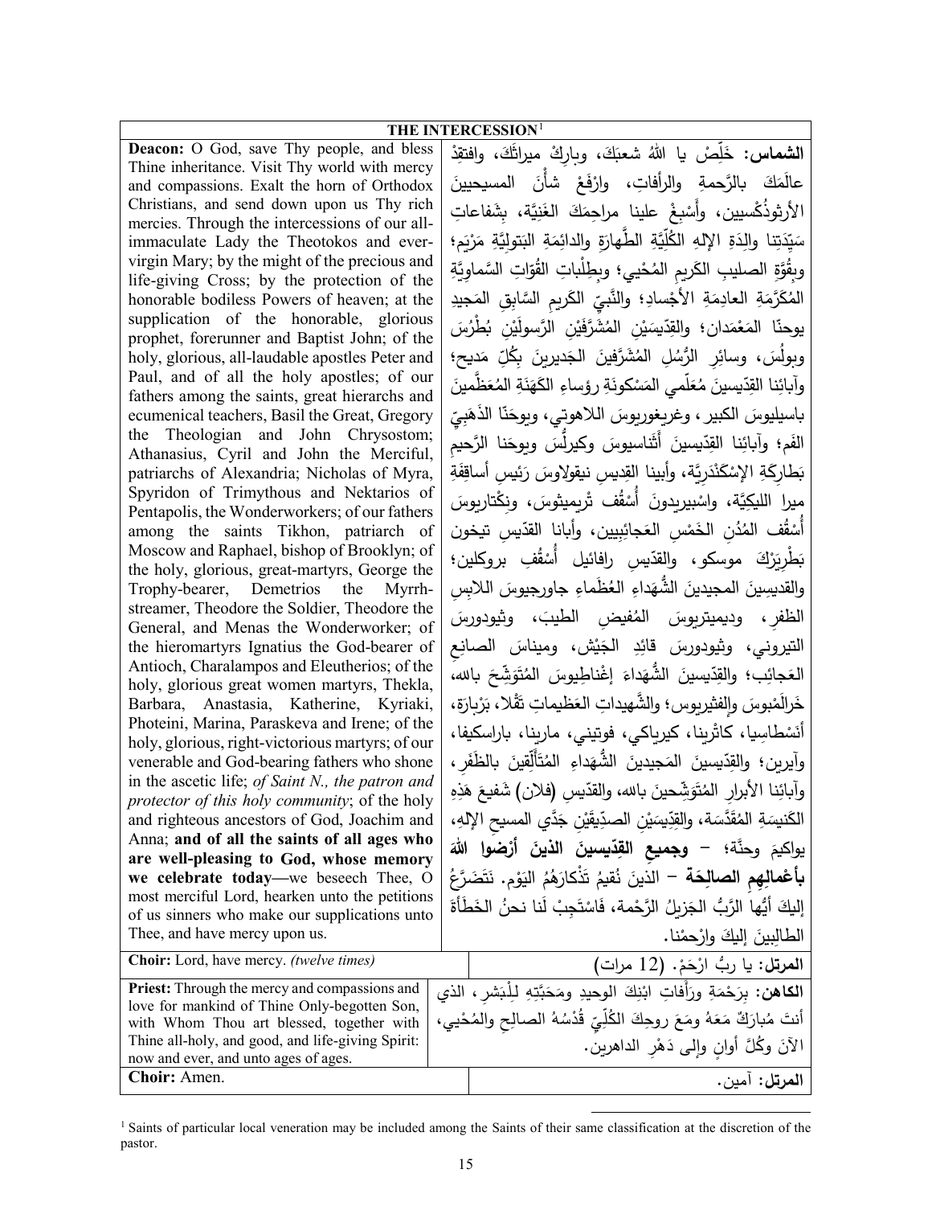| THE INTERCESSION[1] | |
|---|---|
| **Deacon:** O God, save Thy people, and bless Thine inheritance. Visit Thy world with mercy and compassions. Exalt the horn of Orthodox Christians, and send down upon us Thy rich mercies. Through the intercessions of our all-immaculate Lady the Theotokos and ever-virgin Mary; by the might of the precious and life-giving Cross; by the protection of the honorable bodiless Powers of heaven; at the supplication of the honorable, glorious prophet, forerunner and Baptist John; of the holy, glorious, all-laudable apostles Peter and Paul, and of all the holy apostles; of our fathers among the saints, great hierarchs and ecumenical teachers, Basil the Great, Gregory the Theologian and John Chrysostom; Athanasius, Cyril and John the Merciful, patriarchs of Alexandria; Nicholas of Myra, Spyridon of Trimythous and Nektarios of Pentapolis, the Wonderworkers; of our fathers among the saints Tikhon, patriarch of Moscow and Raphael, bishop of Brooklyn; of the holy, glorious, great-martyrs, George the Trophy-bearer, Demetrios the Myrrh-streamer, Theodore the Soldier, Theodore the General, and Menas the Wonderworker; of the hieromartyrs Ignatius the God-bearer of Antioch, Charalampos and Eleutherios; of the holy, glorious great women martyrs, Thekla, Barbara, Anastasia, Katherine, Kyriaki, Photeini, Marina, Paraskeva and Irene; of the holy, glorious, right-victorious martyrs; of our venerable and God-bearing fathers who shone in the ascetic life; *of Saint N., the patron and protector of this holy community*; of the holy and righteous ancestors of God, Joachim and Anna; **and of all the saints of all ages who are well-pleasing to God, whose memory we celebrate today**—we beseech Thee, O most merciful Lord, hearken unto the petitions of us sinners who make our supplications unto Thee, and have mercy upon us. | **الشماس:** خَلِّصْ يا اللهُ شعبَكَ، وبارِكْ ميراثَكَ، وافتقِدْ عالَمَكَ بالرَّحمةِ والرأفاتِ، وارْفَعْ شأْنَ المسيحيينَ الأرثوذُكْسيين، وأَسْبِغْ علينا مراحِمَكَ الغَنِيَّةِ، بِشَفاعاتِ سَيِّدَتِنا والِدَةِ الإلهِ الكُلِّيَّةِ الطَّهارَةِ والدائِمَةِ البَتوليَّةِ مَرْيَم؛ وبِقُوَّةِ الصليبِ الكَريمِ المُحْيي؛ وبِطِلْباتِ القُوّاتِ السَّماوِيَّةِ المُكَرَّمَةِ العادِمَةِ الأَجْسادِ؛ والنَّبيِّ الكَريمِ السَّابِقِ المَجيدِ يوحنّا المَعْمَدان؛ والقِدّيسَيْنِ المُشَرَّفَيْنِ الرَّسولَيْنِ بُطْرُسَ وبولُسَ، وسائرِ الرُّسُلِ المُشَرَّفينَ الجَديرينَ بِكُلِّ مَديح؛ وآبائِنا القِدّيسينَ مُعَلِّمي المَسْكونَةِ رؤساءِ الكَهَنَةِ المُعَظَّمينَ باسيليوسَ الكبير، وغريغوريوسَ اللاهوتي، ويوحَنّا الذَهَبِيِّ الفَم؛ وآبائِنا القِدّيسينَ أَثَناسيوسَ وكيرِلُّسَ ويوحَنا الرَّحيمِ بَطارِكَةِ الإسْكَنْدَرِيَّة، وأبينا القِديسِ نيقولاوسَ رَئيسِ أساقِفَةِ ميرا الليكِيَّة، واسْبيريدونَ أُسْقُفِ تْريميثوسَ، ونِكْتاريوسَ أُسْقُفِ المُدُنِ الخَمْسِ العَجائِبِيين، وأبانا القدّيسِ تيخون بَطْرِيَرْكَ موسكو، والقدّيسِ رافائيل أُسْقُفِ بروكلين؛ والقديسينَ المجيدينَ الشُّهَداءِ العُظَماءِ جاورجيوسَ اللابِسِ الظفرِ، وديميتريوسَ المُفيضِ الطيبَ، وثيودورسَ التيروني، وثيودورسَ قائِدِ الجَيْش، ومِيناسَ الصانِعِ العَجائِب؛ والقِدّيسينَ الشُّهَداءَ إغْناطِيوسَ المُتَوَشِّحَ بالله، خَرالَمْبوسَ وإلفثيريوس؛ والشَّهيداتِ العَظيماتِ تَقْلا، بَرْبارَة، أنَسْطاسِيا، كاثْرينا، كيرياكي، فوتيني، مارينا، باراسكيفا، وآيرين؛ والقِدّيسينَ المَجيدينَ الشُّهَداءِ المُتَأَلِّقينَ بالظَفَر، وآبائِنا الأبرارِ المُتَوَشِّحينَ بالله، والقدّيسِ (فلان) شَفيعَ هَذِهِ الكَنيسَةِ المُقَدَّسَة، والقِدّيسَيْنِ الصدّيقَيْنِ جَدَّي المسيحِ الإلهِ، يواكيمَ وحنَّة؛ – **وجميعِ القِدّيسينَ الذينَ أرْضَوا اللهَ بِأَعْمالِهِم الصالِحَة** – الذينَ نُقيمُ تَذْكارَهُمُ اليَوْم. نَتَضَرَّعُ إليكَ أيُّها الرَّبُّ الجَزيلُ الرَّحْمة، فَاسْتَجِبْ لَنا نحنُ الخَطَأَةَ الطالِبينَ إليكَ وارْحمْنا. |
| **Choir:** Lord, have mercy. *(twelve times)* | **المرتل:** يا ربُّ ارْحَمْ. (12 مرات) |
| **Priest:** Through the mercy and compassions and love for mankind of Thine Only-begotten Son, with Whom Thou art blessed, together with Thine all-holy, and good, and life-giving Spirit: now and ever, and unto ages of ages. | **الكاهن:** بِرَحْمَةِ ورَأَفاتِ ابْنِكَ الوحيدِ ومَحَبَّتِهِ لِلْبَشرِ، الذي أنتَ مُبارَكٌ مَعَهُ ومَعَ روحِكَ الكُلِّيِّ قُدْسُهُ الصالِحِ والمُحْيي، الآنَ وكُلَّ أوانٍ وإلى دَهْرِ الداهرين. |
| **Choir:** Amen. | **المرتل:** آمين. |

[1] Saints of particular local veneration may be included among the Saints of their same classification at the discretion of the pastor.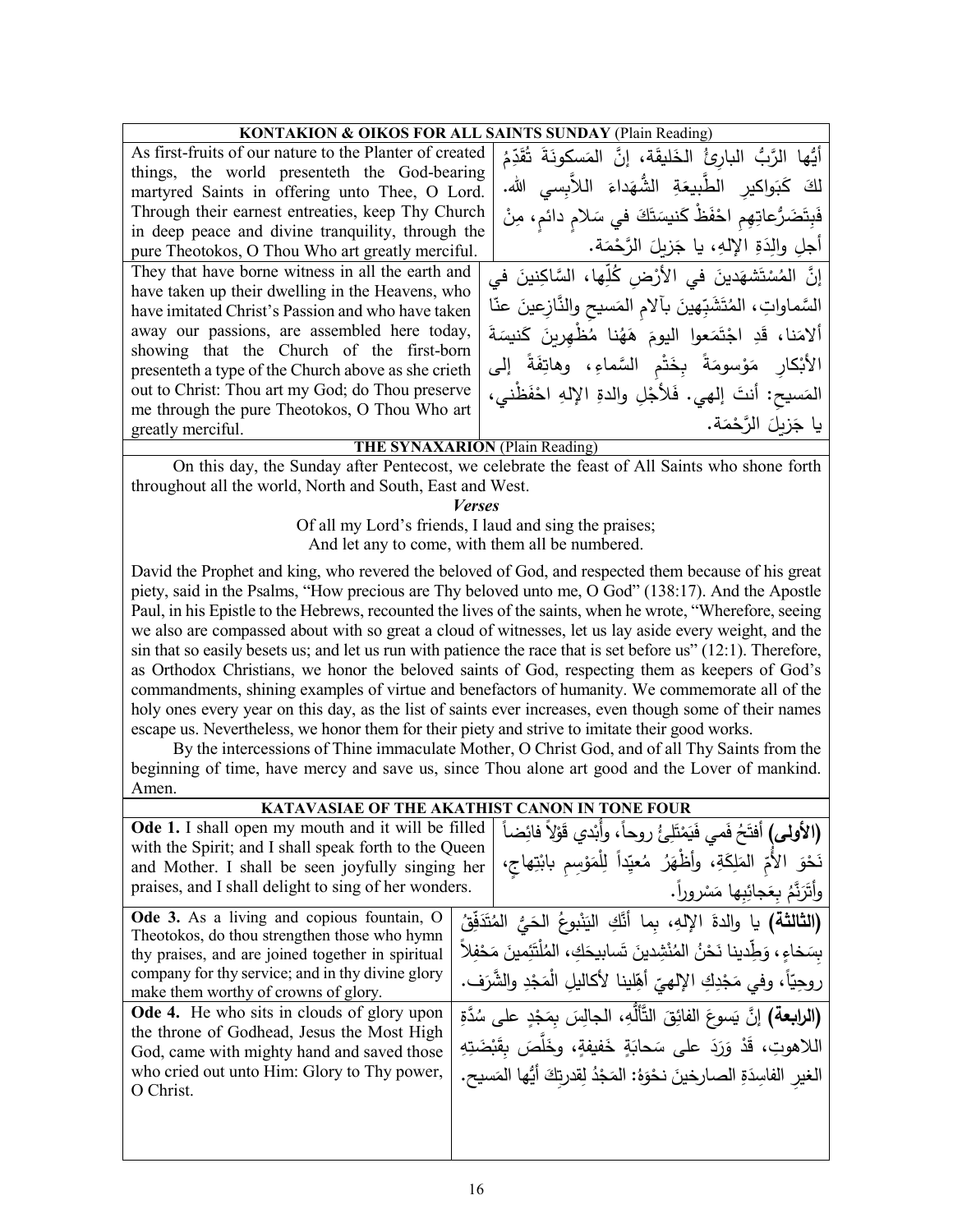| **KONTAKION & OIKOS FOR ALL SAINTS SUNDAY** (Plain Reading) | |
|---|---|
| As first-fruits of our nature to the Planter of created things, the world presenteth the God-bearing martyred Saints in offering unto Thee, O Lord. Through their earnest entreaties, keep Thy Church in deep peace and divine tranquility, through the pure Theotokos, O Thou Who art greatly merciful. | أَيُّها الرَّبُّ البارِئُ الخَليقَة، إنَّ المَسكونَةَ تُقَدِّمُ لكَ كَبَواكيرِ الطَّبيعَةِ الشُّهَداءَ اللاَّبِسي الله. فَبِتَضَرُّعاتِهِم احْفَظْ كَنيسَتَكَ في سَلامٍ دائمٍ، مِنْ أجلِ والِدَةِ الإلهِ، يا جَزيلَ الرَّحْمَة. |
| They that have borne witness in all the earth and have taken up their dwelling in the Heavens, who have imitated Christ's Passion and who have taken away our passions, are assembled here today, showing that the Church of the first-born presenteth a type of the Church above as she crieth out to Christ: Thou art my God; do Thou preserve me through the pure Theotokos, O Thou Who art greatly merciful. | إنَّ المُسْتَشهَدينَ في الأرْضِ كُلِّها، السَّاكِنينَ في السَّماواتِ، المُتَشَبِّهينَ بآلامِ المَسيحِ والنَّازِعينَ عنّا ألامَنا، قَدِ اجْتَمَعوا اليومَ هَهُنا مُظْهِرينَ كَنيسَةَ الأبْكارِ مَوْسومَةً بِخَتْمِ السَّماءِ، وهاتِفَةً إلى المَسيحِ: أنتَ إلهي. فَلأجْلِ والدةِ الإلهِ احْفَظْني، يا جَزيلَ الرَّحْمَة. |

**THE SYNAXARION** (Plain Reading)

On this day, the Sunday after Pentecost, we celebrate the feast of All Saints who shone forth throughout all the world, North and South, East and West.

***Verses***

Of all my Lord's friends, I laud and sing the praises;
And let any to come, with them all be numbered.

David the Prophet and king, who revered the beloved of God, and respected them because of his great piety, said in the Psalms, "How precious are Thy beloved unto me, O God" (138:17). And the Apostle Paul, in his Epistle to the Hebrews, recounted the lives of the saints, when he wrote, "Wherefore, seeing we also are compassed about with so great a cloud of witnesses, let us lay aside every weight, and the sin that so easily besets us; and let us run with patience the race that is set before us" (12:1). Therefore, as Orthodox Christians, we honor the beloved saints of God, respecting them as keepers of God's commandments, shining examples of virtue and benefactors of humanity. We commemorate all of the holy ones every year on this day, as the list of saints ever increases, even though some of their names escape us. Nevertheless, we honor them for their piety and strive to imitate their good works.

By the intercessions of Thine immaculate Mother, O Christ God, and of all Thy Saints from the beginning of time, have mercy and save us, since Thou alone art good and the Lover of mankind. Amen.

| **KATAVASIAE OF THE AKATHIST CANON IN TONE FOUR** | |
|---|---|
| **Ode 1.** I shall open my mouth and it will be filled with the Spirit; and I shall speak forth to the Queen and Mother. I shall be seen joyfully singing her praises, and I shall delight to sing of her wonders. | **(الأولى)** أفتحُ فَمي فَيَمْتَلِئُ روحاً، وأُبْدي قَوْلاً فائِضاً نَحْوَ الأُمِّ المَلِكَةِ، وأُظْهَرُ مُعيِّداً لِلْمَوْسِمِ بابْتِهاجٍ، وأَتَرَنَّمُ بِعَجائِبِها مَسْروراً. |
| **Ode 3.** As a living and copious fountain, O Theotokos, do thou strengthen those who hymn thy praises, and are joined together in spiritual company for thy service; and in thy divine glory make them worthy of crowns of glory. | **(الثالثة)** يا والدةَ الإلهِ، بِما أنَّكِ اليَنْبوعُ الحَيُّ المُتَدَفِّقُ بِسَخاءٍ، وَطِّدينا نَحْنُ المُنْشِدينَ تَسابيحَكِ، المُلْتَئِمينَ مَحْفِلاً روحِيّاً، وفي مَجْدِكِ الإلهيِّ أهِّلينا لأكاليلِ الْمَجْدِ والشَّرَف. |
| **Ode 4.** He who sits in clouds of glory upon the throne of Godhead, Jesus the Most High God, came with mighty hand and saved those who cried out unto Him: Glory to Thy power, O Christ. | **(الرابعة)** إنَّ يَسوعَ الفائِقَ التَّأَلُّهِ، الجالِسَ بِمَجْدٍ على سُدَّةِ اللاهوتِ، قَدْ وَرَدَ على سَحابَةٍ خَفيفةٍ، وخَلَّصَ بِقَبْضَتِهِ الغيرِ الفاسِدَةِ الصارخينَ نحْوَهُ: المَجْدُ لِقدرتِكَ أيُّها المَسيح. |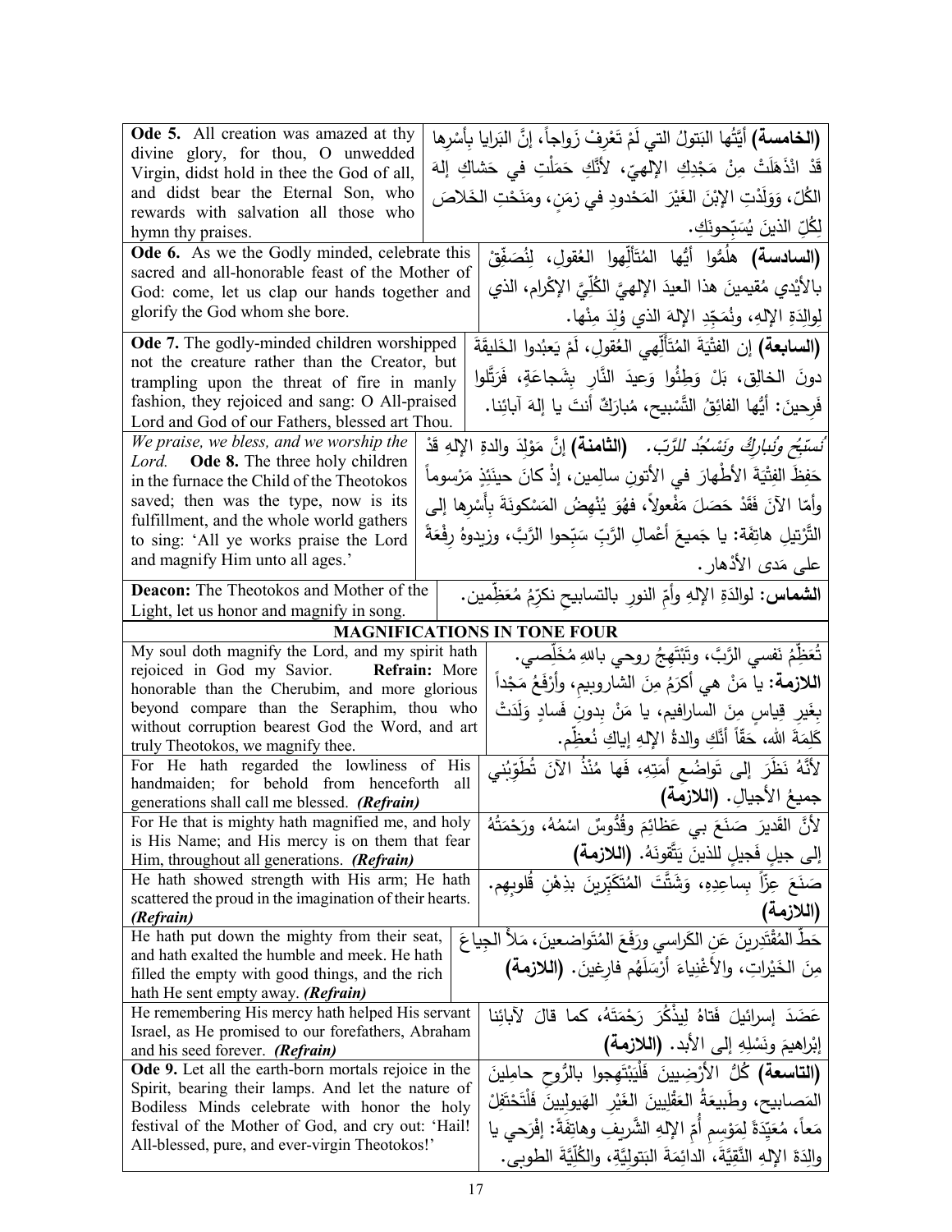| English | Arabic |
|---|---|
| **Ode 5.** All creation was amazed at thy divine glory, for thou, O unwedded Virgin, didst hold in thee the God of all, and didst bear the Eternal Son, who rewards with salvation all those who hymn thy praises. | **(الخامسة)** أَيَّتُها البَتولُ التي لَمْ تَعْرِفْ زَواجاً، إنَّ البَرايا بِأَسْرِها قَدْ انْذَهَلَتْ مِنْ مَجْدِكِ الإلهيّ، لأَنَّكِ حَمَلْتِ في حَشاكِ إلهَ الكُلّ، وَوَلَدْتِ الإبْنَ الغَيْرَ المَحْدودِ في زَمَنٍ، ومَنَحْتِ الخَلاصَ لِكُلِّ الذينَ يُسَبِّحونَكِ. |
| **Ode 6.** As we the Godly minded, celebrate this sacred and all-honorable feast of the Mother of God: come, let us clap our hands together and glorify the God whom she bore. | **(السادسة)** هلُمُّوا أيُّها المُتَأَلِّهوا العُقولِ، لِنُصَفِّقْ بالأَيْدي مُقيمينَ هذا العيدَ الإلهيَّ الكُلِّيَّ الإكْرامِ، الذي لِوالِدَةِ الإلهِ، ونُمَجِّدِ الإلهَ الذي وُلِدَ مِنْها. |
| **Ode 7.** The godly-minded children worshipped not the creature rather than the Creator, but trampling upon the threat of fire in manly fashion, they rejoiced and sang: O All-praised Lord and God of our Fathers, blessed art Thou. | **(السابعة)** إن الفتْيَةَ المُتَأَلِّهي العُقولِ، لَمْ يَعبُدوا الخَليقَةَ دونَ الخالِقِ، بَلْ وَطِئُوا وَعيدَ النَّارِ بِشَجاعَةٍ، فَرَتَّلوا فَرِحينَ: أَيُّها الفائِقُ التَّسْبيحِ، مُبارَكٌ أَنتَ يا إلهَ آبائِنا. |
| *We praise, we bless, and we worship the Lord.* **Ode 8.** The three holy children in the furnace the Child of the Theotokos saved; then was the type, now is its fulfillment, and the whole world gathers to sing: 'All ye works praise the Lord and magnify Him unto all ages.' | *نُسبِّحُ ونُبارِكُ ونَسْجُدُ للرَّبِّ.* **(الثامنة)** إنَّ مَوْلِدَ والدةِ الإلهِ قَدْ حَفِظَ الفِتْيَةَ الأطْهارَ في الأتونِ سالِمين، إذْ كانَ حينَئِذٍ مَرْسوماً وأمّا الآنَ فَقَدْ حَصَلَ مَفْعولاً، فهُوَ يُنْهِضُ المَسْكونَةَ بِأَسْرِها إلى التَّرْتيلِ هاتِفَةً: يا جَميعَ أعْمالِ الرَّبِّ سَبِّحوا الرَّبَّ، وزيدوهُ رِفْعَةً على مَدى الأدْهار. |
| **Deacon:** The Theotokos and Mother of the Light, let us honor and magnify in song. | **الشماس:** لوالدَةِ الإلهِ وأمِّ النورِ بالتسابيحِ نكرِّمُ مُعَظِّمين. |

## MAGNIFICATIONS IN TONE FOUR

| English | Arabic |
|---|---|
| My soul doth magnify the Lord, and my spirit hath rejoiced in God my Savior. **Refrain:** More honorable than the Cherubim, and more glorious beyond compare than the Seraphim, thou who without corruption bearest God the Word, and art truly Theotokos, we magnify thee. | تُعَظِّمُ نَفسي الرَّبَّ، وتَبْتَهِجُ روحي باللهِ مُخَلِّصي. **اللازمة:** يا مَنْ هي أكرَمُ مِنَ الشاروبيم، وأرْفَعُ مَجْداً بِغَيرِ قِياسٍ مِنَ السارافيم، يا مَنْ بِدونِ فَسادٍ وَلَدَتْ كَلِمَةَ الله، حَقّاً أنّكِ والدةُ الإلهِ إياكِ نُعظِّم. |
| For He hath regarded the lowliness of His handmaiden; for behold from henceforth all generations shall call me blessed. *(Refrain)* | لأنَّهُ نَظَرَ إلى تَواضُعِ أَمَتِهِ، فَها مُنْذُ الآنَ تُطَوِّبُني جميعُ الأجيالِ. **(اللازمة)** |
| For He that is mighty hath magnified me, and holy is His Name; and His mercy is on them that fear Him, throughout all generations. *(Refrain)* | لأَنَّ القَديرَ صَنَعَ بي عَظائِمَ وقُدُّوسٌ اسْمُهُ، ورَحْمَتُهُ إلى جيلٍ فَجيلٍ للذينَ يَتَّقونَهُ. **(اللازمة)** |
| He hath showed strength with His arm; He hath scattered the proud in the imagination of their hearts. *(Refrain)* | صَنَعَ عِزّاً بِساعِدِهِ، وَشَتَّتَ المُتَكَبِّرينَ بذِهْنِ قُلوبِهِم. **(اللازمة)** |
| He hath put down the mighty from their seat, and hath exalted the humble and meek. He hath filled the empty with good things, and the rich hath He sent empty away. *(Refrain)* | حَطَّ المُقْتَدِرينَ عَنِ الكَراسي ورَفَعَ المُتَواضعينَ، مَلأَ الجِياعَ مِنَ الخَيْراتِ، والأَغْنِياءَ أَرْسَلَهُم فارِغينَ. **(اللازمة)** |
| He remembering His mercy hath helped His servant Israel, as He promised to our forefathers, Abraham and his seed forever. *(Refrain)* | عَضَدَ إسرائيلَ فَتاهُ لِيذْكُرَ رَحْمَتَهُ، كما قالَ لآبائِنا إبْراهيمَ ونَسْلِهِ إلى الأبد. **(اللازمة)** |
| **Ode 9.** Let all the earth-born mortals rejoice in the Spirit, bearing their lamps. And let the nature of Bodiless Minds celebrate with honor the holy festival of the Mother of God, and cry out: 'Hail! All-blessed, pure, and ever-virgin Theotokos!' | **(التاسعة)** كُلُّ الأَرْضِيينَ فَلْيَبْتَهِجوا بالرُّوحِ حامِلينَ المَصابيحِ، وطَبيعَةُ العَقْليينَ الغَيْرِ الهَيولِيينَ فَلْتَحْتَفِلْ مَعاً، مُعَيِّدَةً لِمَوْسِمِ أُمِّ الإلهِ الشَّريفِ وهاتِفَةً: إفْرَحي يا والِدَةَ الإلهِ النَّقِيَّةَ، الدائِمَةَ البَتولِيَّةِ، والكُلِّيَّةَ الطوبى. |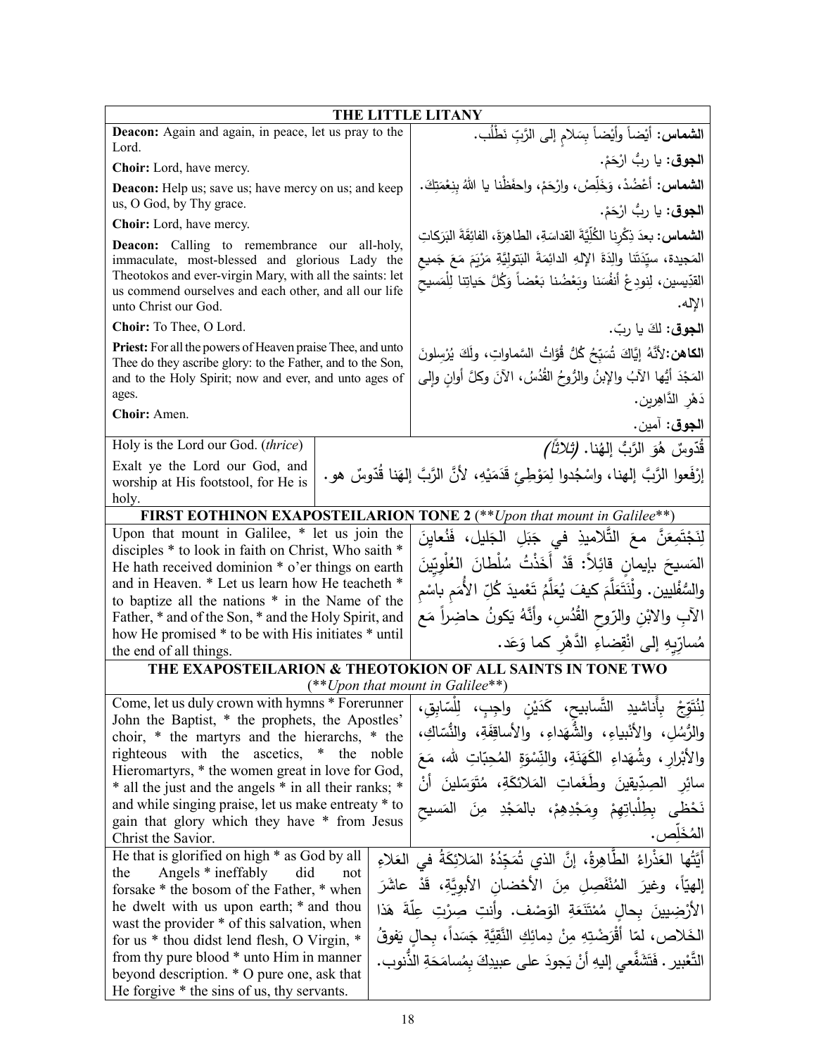| THE LITTLE LITANY | |
|---|---|
| **Deacon:** Again and again, in peace, let us pray to the Lord. | **الشماس:** أيْضاً وأيْضاً بِسَلامٍ إلى الرَّبِّ نَطْلُب. |
| **Choir:** Lord, have mercy. | **الجوق:** يا ربُّ ارْحَمْ. |
| **Deacon:** Help us; save us; have mercy on us; and keep us, O God, by Thy grace. | **الشماس:** أَعْضُدْ، وَخَلِّصْ، وارْحَمْ، واحفَظْنا يا اللهُ بِنِعْمَتِكَ. |
| **Choir:** Lord, have mercy. | **الجوق:** يا ربُّ ارْحَمْ. |
| **Deacon:** Calling to remembrance our all-holy, immaculate, most-blessed and glorious Lady the Theotokos and ever-virgin Mary, with all the saints: let us commend ourselves and each other, and all our life unto Christ our God. | **الشماس:** بعدَ ذِكْرِنا الكُلِّيَّةَ القداسَةِ، الطاهِرَةَ، الفائِقَةَ البَرَكاتِ المَجيدة، سيِّدَتَنا والِدَةَ الإلهِ الدائِمَةَ البَتولِيَّةِ مَرْيَمَ مَعَ جَميعِ القدِّيسين، لِنودِعْ أنفُسَنا وبَعْضُنا بَعْضاً وَكُلَّ حَياتِنا لِلْمَسيحِ الإله. |
| **Choir:** To Thee, O Lord. | **الجوق:** لكَ يا ربّ. |
| **Priest:** For all the powers of Heaven praise Thee, and unto Thee do they ascribe glory: to the Father, and to the Son, and to the Holy Spirit; now and ever, and unto ages of ages. | **الكاهن:** لأنَّهُ إيَّاكَ تُسَبِّحُ كُلُّ قُوَّاتُ السَّماواتِ، ولَكَ يُرْسِلونَ المَجْدَ أيُّها الآبُ والإبنُ والرُّوحُ القُدُسُ، الآنَ وكلَّ أوانٍ وإلى دَهْرِ الدَّاهِرين. |
| **Choir:** Amen. | **الجوق:** آمين. |
| Holy is the Lord our God. (*thrice*) | قُدّوسٌ هُوَ الرَّبُّ إلهُنا. *(ثلاثاً)* |
| Exalt ye the Lord our God, and worship at His footstool, for He is holy. | إرْفَعوا الرَّبَّ إلهنا، واسْجُدوا لِمَوْطِئِ قَدَمَيْهِ، لأنَّ الرَّبَّ إلهَنا قُدّوسٌ هو. |
| **FIRST EOTHINON EXAPOSTEILARION TONE 2** (**Upon that mount in Galilee**) | |
| Upon that mount in Galilee, * let us join the disciples * to look in faith on Christ, Who saith * He hath received dominion * o'er things on earth and in Heaven. * Let us learn how He teacheth * to baptize all the nations * in the Name of the Father, * and of the Son, * and the Holy Spirit, and how He promised * to be with His initiates * until the end of all things. | لِنَجْتَمِعَنَّ معَ التَّلاميذِ في جَبَلِ الجَليل، فَنُعايِنَ المَسيحَ بإيمانٍ قائِلاً: قَدْ أَخَذْتُ سُلْطانَ العُلْوِيّينَ والسُّفْليين. ولْنَتَعَلَّمَ كيفَ يُعَلِّمُ تَعْميدَ كُلِّ الأُمَمِ باسْمِ الآبِ والابْنِ والرّوحِ القُدُسِ، وأنَّهُ يَكونُ حاضِراً مَع مُسارِّيهِ إلى انْقِضاءِ الدَّهْرِ كما وَعَد. |
| **THE EXAPOSTEILARION & THEOTOKION OF ALL SAINTS IN TONE TWO** (**Upon that mount in Galilee**) | |
| Come, let us duly crown with hymns * Forerunner John the Baptist, * the prophets, the Apostles' choir, * the martyrs and the hierarchs, * the righteous with the ascetics, * the noble Hieromartyrs, * the women great in love for God, * all the just and the angels * in all their ranks; * and while singing praise, let us make entreaty * to gain that glory which they have * from Jesus Christ the Savior. | لِنُتَوِّجْ بِأَناشيدِ التَّسابيحِ، كَدَيْنٍ واجِبٍ، لِلْسّابِقِ، والرُّسُلِ، والأنْبياءِ، والشُّهَداءِ، والأساقِفَةِ، والنُّسّاكِ، والأبْرارِ، وشُهَداءِ الكَهَنَةِ، والنِّسْوَةِ المُحِبّاتِ للهِ، مَعَ سائِرِ الصِدّيقينَ وطَغَماتِ المَلائكَةِ، مُتَوَسِّلينَ أنْ نَحْظى بِطِلْباتِهِمْ وَمَجْدِهِمْ، بالمَجْدِ مِنَ المَسيحِ المُخَلِّص. |
| He that is glorified on high * as God by all the Angels * ineffably did not forsake * the bosom of the Father, * when he dwelt with us upon earth; * and thou wast the provider * of this salvation, when for us * thou didst lend flesh, O Virgin, * from thy pure blood * unto Him in manner beyond description. * O pure one, ask that He forgive * the sins of us, thy servants. | أَيَّتُها العَذْراءُ الطَّاهِرةُ، إنَّ الذي تُمَجِّدُهُ المَلائكَةُ في العَلاءِ إلهيّاً، وغيرَ المُنْفَصِلِ مِنَ الأحْضانِ الأبويَّةِ، قَدْ عاشَرَ الأرْضِيينَ بِحالٍ مُمْتَنَعَةِ الوَصْف. وأنتِ صِرْتِ عِلَّةَ هَذا الخَلاص، لمّا أَقْرَضْتِهِ مِنْ دِمائِكِ النَّقِيَّةِ جَسَداً، بِحالٍ يَفوقُ التَّعْبير. فَتَشَفَّعي إليهِ أنْ يَجودَ على عبيدِكَ بِمُسامَحَةِ الذُّنوب. |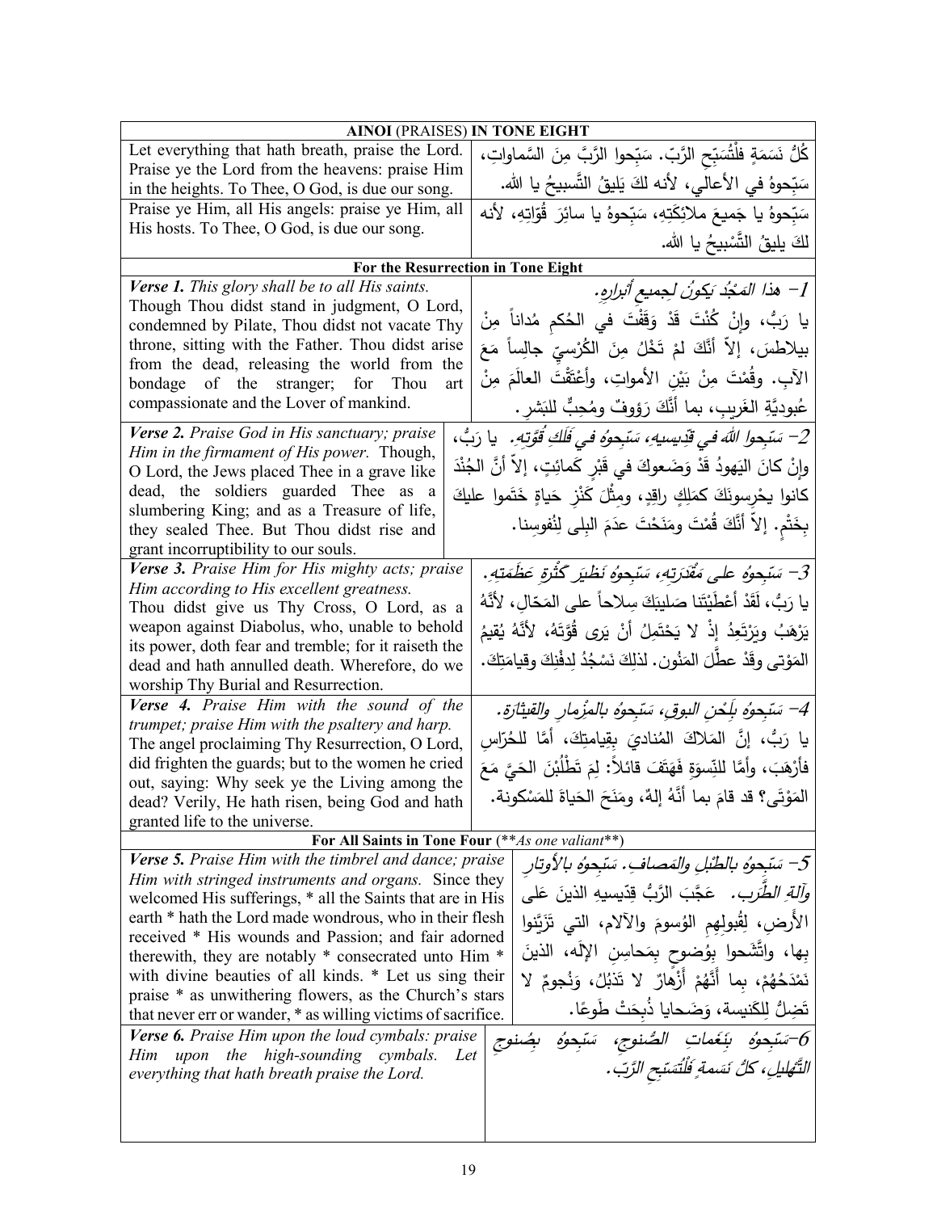| **AINOI** (PRAISES) **IN TONE EIGHT** | |
|---|---|
| Let everything that hath breath, praise the Lord. Praise ye the Lord from the heavens: praise Him in the heights. To Thee, O God, is due our song. | كُلُّ نَسَمَةٍ فلْتُسَبِّحِ الرَّبّ. سَبِّحوا الرَّبَّ مِنَ السَّماواتِ، سَبِّحوهُ في الأعالي، لأنه لكَ يَليقُ التَّسبيحُ يا الله. |
| Praise ye Him, all His angels: praise ye Him, all His hosts. To Thee, O God, is due our song. | سَبِّحوهُ يا جَميعَ ملائِكَتِهِ، سَبِّحوهُ يا سائِرَ قُوّاتِهِ، لأنه لكَ يليقُ التَّسْبيحُ يا الله. |
| **For the Resurrection in Tone Eight** | |
| ***Verse 1.*** *This glory shall be to all His saints.* Though Thou didst stand in judgment, O Lord, condemned by Pilate, Thou didst not vacate Thy throne, sitting with the Father. Thou didst arise from the dead, releasing the world from the bondage of the stranger; for Thou art compassionate and the Lover of mankind. | *1- هذا المَجْدُ يَكونُ لِجميعِ أبرارِهِ.* يا رَبُّ، وإنْ كُنْتَ قَدْ وَقَفْتَ في الحُكمِ مُداناً مِنْ بيلاطسَ، إلاّ أنَّكَ لمْ تَخْلُ مِنَ الكُرْسِيّ جالِساً مَعَ الآبِ. وقُمْتَ مِنْ بَيْنِ الأمواتِ، وأعْتَقْتَ العالَمَ مِنْ عُبوديَّةِ الغَريبِ، بما أنَّكَ رَؤوفٌ ومُحِبٌّ للبَشرِ. |
| ***Verse 2.*** *Praise God in His sanctuary; praise Him in the firmament of His power.* Though, O Lord, the Jews placed Thee in a grave like dead, the soldiers guarded Thee as a slumbering King; and as a Treasure of life, they sealed Thee. But Thou didst rise and grant incorruptibility to our souls. | *2- سَبِّحوا اللهَ في قدّيسيهِ، سَبِّحوهُ في فَلَكِ قُوَّتِهِ.* يا رَبُّ، وإنْ كانَ اليَهودُ قَدْ وَضَعوكَ في قَبْرٍ كَمائِتٍ، إلاّ أنَّ الجُنْدَ كانوا يحْرِسونَكَ كمَلِكٍ راقِدٍ، ومِثْلَ كَنْزِ حَياةٍ خَتَموا عليكَ بِخَتْمٍ. إلاّ أنَّكَ قُمْتَ ومَنَحْتَ عدَمَ البِلى لِنُفوسِنا. |
| ***Verse 3.*** *Praise Him for His mighty acts; praise Him according to His excellent greatness.* Thou didst give us Thy Cross, O Lord, as a weapon against Diabolus, who, unable to behold its power, doth fear and tremble; for it raiseth the dead and hath annulled death. Wherefore, do we worship Thy Burial and Resurrection. | *3- سَبِّحوهُ على مَقْدَرَتِهِ، سَبِّحوهُ نَظيرَ كَثْرَةِ عَظَمَتِهِ.* يا رَبُّ، لَقَدْ أعْطَيْتَنا صَليبَكَ سِلاحاً على المَحّالِ، لأنَّهُ يَرْهَبُ ويَرْتَعِدُ إذْ لا يَحْتَمِلُ أنْ يَرى قُوَّتَهُ، لأنَّهُ يُقيمُ المَوْتى وقَدْ عطَّلَ المَنُون. لذلِكَ نَسْجُدُ لِدفْنِكَ وقيامَتِكَ. |
| ***Verse 4.*** *Praise Him with the sound of the trumpet; praise Him with the psaltery and harp.* The angel proclaiming Thy Resurrection, O Lord, did frighten the guards; but to the women he cried out, saying: Why seek ye the Living among the dead? Verily, He hath risen, being God and hath granted life to the universe. | *4- سَبِّحوهُ بلَحْنِ البوقِ، سَبِّحوهُ بالمِزْمارِ والقيثارَة.* يا رَبُّ، إنَّ المَلاكَ المُناديَ بِقيامتِكَ، أمّا للحُرّاسِ فأرْهَبَ، وأمّا للنِّسوَةِ فَهَتَفَ قائلاً: لِمَ تَطْلُبْنَ الحَيَّ مَعَ المَوْتَى؟ قد قامَ بما أنَّهُ إلهٌ، ومَنَحَ الحَياةَ للمَسْكونة. |
| **For All Saints in Tone Four** (***As one valiant***) | |
| ***Verse 5.*** *Praise Him with the timbrel and dance; praise Him with stringed instruments and organs.* Since they welcomed His sufferings, * all the Saints that are in His earth * hath the Lord made wondrous, who in their flesh received * His wounds and Passion; and fair adorned therewith, they are notably * consecrated unto Him * with divine beauties of all kinds. * Let us sing their praise * as unwithering flowers, as the Church's stars that never err or wander, * as willing victims of sacrifice. | *5- سَبِّحوهُ بالطُبْلِ والمَصافِ. سَبِّحوهُ بالأوتارِ وآلةِ الطَّرَبِ.* عَجَّبَ الرَّبُّ قِدّيسيهِ الذينَ عَلى الأَرضِ، لِقُبولِهِم الوُسومَ والآلام، التي تَزَيَّنوا بِها، واتَّشَحوا بِوُضوحٍ بِمَحاسِنِ الإلَه، الذينَ نَمْدَحُهُمْ، بِما أَنَّهُمْ أَزْهارٌ لا تَذبُلُ، وَنُجومٌ لا تَضِلُّ لِلكَنيسة، وَضَحايا ذُبِحَتْ طَوعًا. |
| ***Verse 6.*** *Praise Him upon the loud cymbals: praise Him upon the high-sounding cymbals. Let everything that hath breath praise the Lord.* | *6-سَبِّحوهُ بِنَغَماتِ الصُّنوجِ، سَبِّحوهُ بِصُنوجِ التَّهليلِ، كلُّ نَسَمةٍ فَلْتُسَبِّحِ الرَّبّ.* |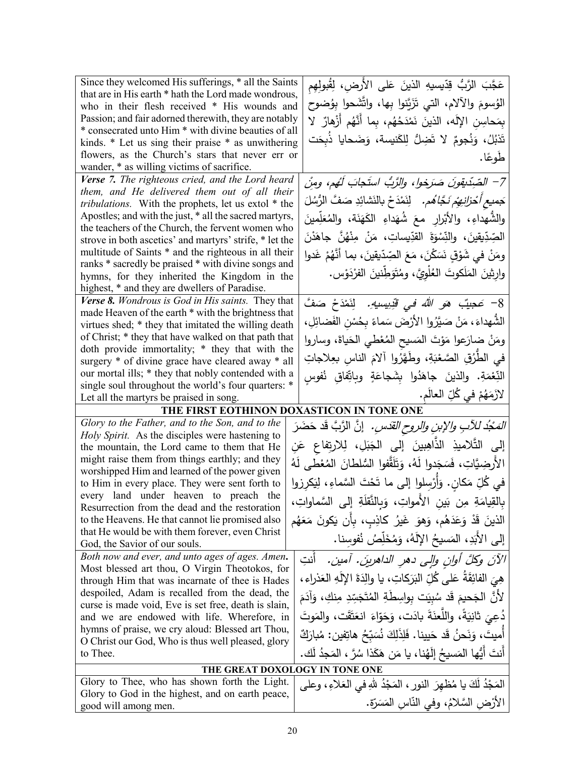| | |
|---|---|
| Since they welcomed His sufferings, * all the Saints that are in His earth * hath the Lord made wondrous, who in their flesh received * His wounds and Passion; and fair adorned therewith, they are notably * consecrated unto Him * with divine beauties of all kinds. * Let us sing their praise * as unwithering flowers, as the Church's stars that never err or wander, * as willing victims of sacrifice. | عَجَّبَ الرَّبُّ قِدّيسيهِ الذينَ عَلى الأَرضِ، لِقُبولِهِمِ الوُسومَ والآلام، التي تَزَيَّنوا بِها، واتَّشَحوا بِوُضوحٍ بِمَحاسِنِ الإلَه، الذينَ نَمْدَحُهُم، بِما أَنَّهُم أَزْهارٌ لا تَذبُلُ، وَنُجومٌ لا تَضِلُّ لِلكَنيسة، وَضَحايا ذُبِحَت طَوعًا. |
| ***Verse 7.*** *The righteous cried, and the Lord heard them, and He delivered them out of all their tribulations.* With the prophets, let us extol * the Apostles; and with the just, * all the sacred martyrs, the teachers of the Church, the fervent women who strove in both ascetics' and martyrs' strife, * let the multitude of Saints * and the righteous in all their ranks * sacredly be praised * with divine songs and hymns, for they inherited the Kingdom in the highest, * and they are dwellers of Paradise. | 7- *الصِّدّيقونَ صَرَخوا، والرَّبُّ استَجابَ لَهم، ومِنْ جَميعِ أَحْزانِهِمْ نَجَّاهُم.* لِنَمْدَحْ بالنَشائِدِ صَفَّ الرُّسُلَ والشُّهداءِ، والأبْرارِ معَ شُهَداءِ الكَهَنَة، والمُعَلِّمينَ الصِدّيقينَ، والنِّسْوَةَ القدّيسات، مَنْ مِنْهُنَّ جاهَدْنَ ومَنْ في شَوْقٍ نَسَكْنَ، مَعَ الصِدّيقينَ، بما أَنَّهُمْ غَدوا وارِثينَ المَلَكوتَ العُلْوِيَّ، ومُتَوَطِّنينَ الفِرْدَوْس. |
| ***Verse 8.*** *Wondrous is God in His saints.* They that made Heaven of the earth * with the brightness that virtues shed; * they that imitated the willing death of Christ; * they that have walked on that path that doth provide immortality; * they that with the surgery * of divine grace have cleared away * all our mortal ills; * they that nobly contended with a single soul throughout the world's four quarters: * Let all the martyrs be praised in song. | 8- *عَجيبٌ هُوَ اللهُ في قِدّيسيهِ.* لِنَمْدَحْ صَفَّ الشُّهداءَ، مَنْ صَيَّرُوا الأرْضَ سَماءً بِحُسْنِ الفَضائِلِ، ومَنْ ضارَعوا مَوْتَ المَسيحِ المُعْطي الحَياةَ، وساروا في الطُّرُقِ الصَّعْبَةِ، وطَهَّرُوا آلامَ الناسِ بعِلاجاتِ النِّعْمَةِ. والذينَ جاهَدُوا بِشَجاعَةٍ وباتِّفاقِ نُفوسٍ لازَمَهُمْ في كُلِّ العالَم. |

**THE FIRST EOTHINON DOXASTICON IN TONE ONE**

| | |
|---|---|
| *Glory to the Father, and to the Son, and to the Holy Spirit.* As the disciples were hastening to the mountain, the Lord came to them that He might raise them from things earthly; and they worshipped Him and learned of the power given to Him in every place. They were sent forth to every land under heaven to preach the Resurrection from the dead and the restoration to the Heavens. He that cannot lie promised also that He would be with them forever, even Christ God, the Savior of our souls. | *المَجْدُ للآبِ والإبنِ والروحِ القدسِ.* إنَّ الرَّبَّ قَد حَضَرَ إلى التَّلاميذِ الذَّاهِبينَ إلى الجَبَلِ، للارتِفاعِ عَنِ الأَرضِيَّاتِ، فَسَجَدوا لَهُ، وَتَلَقَّفوا السُلطانَ المُعْطى لَهُ في كُلِّ مَكانٍ. وَأُرْسِلوا إلى ما تَحْتَ السَّماءِ، لِيَكرِزوا بالقِيامَةِ مِن بَينِ الأَمواتِ، وَبِالنَّقلَةِ إلى السَّماواتِ، الذينَ قَدْ وَعَدَهُم، وَهوَ غَيرُ كاذِبٍ، بِأَن يَكونَ مَعَهُم إلى الأَبَدِ، المَسيحُ الإلَهُ، وَمُخَلِّصُ نُفوسِنا. |
| *Both now and ever, and unto ages of ages. Amen.* Most blessed art thou, O Virgin Theotokos, for through Him that was incarnate of thee is Hades despoiled, Adam is recalled from the dead, the curse is made void, Eve is set free, death is slain, and we are endowed with life. Wherefore, in hymns of praise, we cry aloud: Blessed art Thou, O Christ our God, Who is thus well pleased, glory to Thee. | *الآنَ وكلَّ أوانٍ وإلى دهرِ الداهرين. آمين.* أَنتِ هِيَ الفائِقَةُ عَلى كُلِّ البَرَكاتِ، يا والِدَةَ الإلَهِ العَذراء، لأَنَّ الجَحيمَ قَد سُبِيَت بِواسِطَةِ المُتَجَسِّدِ مِنكِ، وَآدَمَ دُعِيَ ثانِيَةً، واللَّعنَةَ بادَت، وَحَوّاءَ انعَتَقَت، والمَوتَ أُميتَ، وَنَحنُ قَد حَيينا. فَلِذَلِكَ نُسَبِّحُ هاتِفين: مُبارَكٌ أَنتَ أَيُّها المَسيحُ إلَهُنا، يا مَن هَكَذا سُرَّ، المَجدُ لَك. |

**THE GREAT DOXOLOGY IN TONE ONE**

| | |
|---|---|
| Glory to Thee, who has shown forth the Light. Glory to God in the highest, and on earth peace, good will among men. | المَجْدُ لَكَ يا مُظهِرَ النورِ، المَجْدُ للهِ في العَلاءِ، وعلى الأرْضِ السَّلامُ، وفي النّاسِ المَسَرَّة. |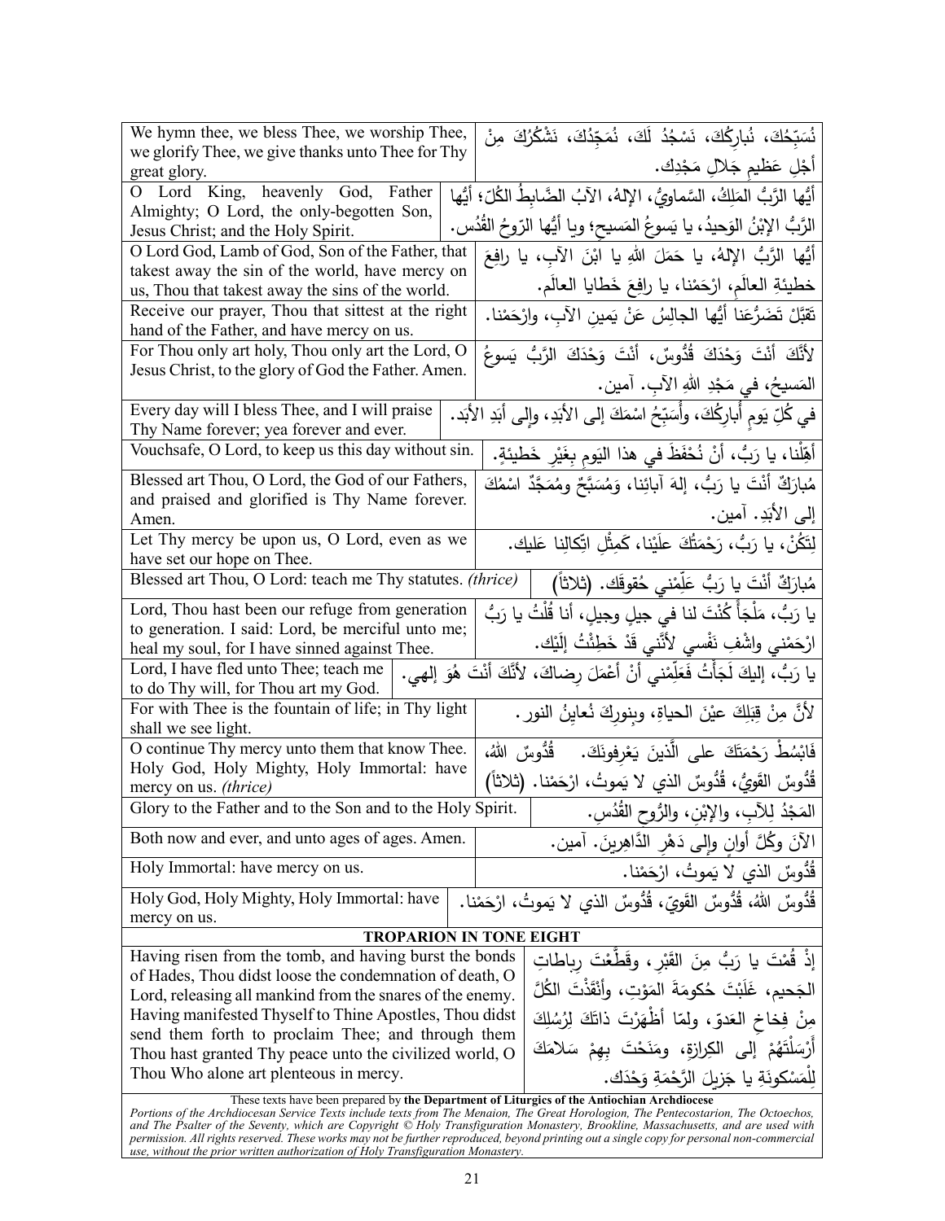| | |
|---|---|
| We hymn thee, we bless Thee, we worship Thee, we glorify Thee, we give thanks unto Thee for Thy great glory. | نُسَبِّحُكَ، نُبارِكُكَ، نَسْجُدُ لَكَ، نُمَجِّدُكَ، نَشْكُرُكَ مِنْ أَجْلِ عَظيمِ جَلالِ مَجْدِك. |
| O Lord King, heavenly God, Father Almighty; O Lord, the only-begotten Son, Jesus Christ; and the Holy Spirit. | أَيُّها الرَّبُّ المَلِكُ، السَّماويُّ، الإلهُ، الآبُ الضَّابِطُ الكُلِّ؛ أَيُّها الرَّبُّ الإبْنُ الوَحيدُ، يا يَسوعُ المَسيح؛ ويا أَيُّها الرّوحُ القُدُس. |
| O Lord God, Lamb of God, Son of the Father, that takest away the sin of the world, have mercy on us, Thou that takest away the sins of the world. | أَيُّها الرَّبُّ الإلهُ، يا حَمَلَ اللهِ يا ابْنَ الآبِ، يا رافِعَ خطيئةِ العالَمِ، ارْحَمْنا، يا رافِعَ خَطايا العالَم. |
| Receive our prayer, Thou that sittest at the right hand of the Father, and have mercy on us. | تَقَبَّلْ تَضَرُّعَنا أَيُّها الجالِسُ عَنْ يَمينِ الآبِ، وارْحَمْنا. |
| For Thou only art holy, Thou only art the Lord, O Jesus Christ, to the glory of God the Father. Amen. | لأَنَّكَ أَنْتَ وَحْدَكَ قُدُّوسٌ، أَنْتَ وَحْدَكَ الرَّبُّ يَسوعُ المَسيحُ، في مَجْدِ اللهِ الآبِ. آمين. |
| Every day will I bless Thee, and I will praise Thy Name forever; yea forever and ever. | في كُلِّ يَومٍ أُبارِكُكَ، وأُسَبِّحُ اسْمَكَ إلى الأَبَدِ، وإِلى أَبَدِ الأَبَد. |
| Vouchsafe, O Lord, to keep us this day without sin. | أَهِّلْنا، يا رَبُّ، أَنْ نُحْفَظَ في هذا اليَومِ بِغَيْرِ خَطيئةٍ. |
| Blessed art Thou, O Lord, the God of our Fathers, and praised and glorified is Thy Name forever. Amen. | مُبارَكٌ أَنْتَ يا رَبُّ، إلهَ آبائِنا، وَمُسَبَّحٌ ومُمَجَّدٌ اسْمُكَ إلى الأَبَدِ. آمين. |
| Let Thy mercy be upon us, O Lord, even as we have set our hope on Thee. | لِتَكُنْ، يا رَبُّ، رَحْمَتُكَ علَيْنا، كَمِثْلِ اتِّكالِنا عَليك. |
| Blessed art Thou, O Lord: teach me Thy statutes. *(thrice)* | مُبارَكٌ أَنْتَ يا رَبُّ عَلِّمْني حُقوقَك. (ثلاثاً) |
| Lord, Thou hast been our refuge from generation to generation. I said: Lord, be merciful unto me; heal my soul, for I have sinned against Thee. | يا رَبُّ، مَلْجَأً كُنْتَ لنا في جيلٍ وجيلٍ، أنا قُلْتُ يا رَبُّ ارْحَمْني واشْفِ نَفْسي لأَنَّني قَدْ خَطِئْتُ إِلَيْك. |
| Lord, I have fled unto Thee; teach me to do Thy will, for Thou art my God. | يا رَبُّ، إليكَ لَجَأْتُ فَعَلِّمْني أَنْ أَعْمَلَ رِضاكَ، لأَنَّكَ أَنْتَ هُوَ إلهي. |
| For with Thee is the fountain of life; in Thy light shall we see light. | لأَنَّ مِنْ قِبَلِكَ عيْنَ الحياةِ، وبِنورِكَ نُعايِنُ النور. |
| O continue Thy mercy unto them that know Thee. Holy God, Holy Mighty, Holy Immortal: have mercy on us. *(thrice)* | فَابْسُطْ رَحْمَتَكَ على الَّذينَ يَعْرِفونَكَ. قُدُّوسٌ اللهُ، قُدُّوسٌ القَوِيُّ، قُدُّوسٌ الذي لا يَموتُ، ارْحَمْنا. (ثلاثاً) |
| Glory to the Father and to the Son and to the Holy Spirit. | المَجْدُ لِلآبِ، والإبْنِ، والرُّوحِ القُدُسِ. |
| Both now and ever, and unto ages of ages. Amen. | الآنَ وكُلَّ أوانٍ وإِلى دَهْرِ الدَّاهِرينَ. آمين. |
| Holy Immortal: have mercy on us. | قُدُّوسٌ الذي لا يَموتُ، ارْحَمْنا. |
| Holy God, Holy Mighty, Holy Immortal: have mercy on us. | قُدُّوسٌ اللهُ، قُدُّوسٌ القَوِيّ، قُدُّوسٌ الذي لا يَموتُ، ارْحَمْنا. |
| **TROPARION IN TONE EIGHT** | |
| Having risen from the tomb, and having burst the bonds of Hades, Thou didst loose the condemnation of death, O Lord, releasing all mankind from the snares of the enemy. Having manifested Thyself to Thine Apostles, Thou didst send them forth to proclaim Thee; and through them Thou hast granted Thy peace unto the civilized world, O Thou Who alone art plenteous in mercy. | إذْ قُمْتَ يا رَبُّ مِنَ القَبْرِ، وقَطَّعْتَ رِباطاتِ الجَحيمِ، غَلَبْتَ حُكومَةَ المَوْتِ، وأَنْقَذْتَ الكُلَّ مِنْ فِخاخِ العَدوّ، ولمّا أَظْهَرْتَ ذاتَكَ لِرُسُلِكَ أَرْسَلْتَهُمْ إلى الكِرازةِ، ومَنَحْتَ بِهِمْ سَلامَكَ لِلْمَسْكونَةِ يا جَزيلَ الرَّحْمَةِ وَحْدَك. |

These texts have been prepared by **the Department of Liturgics of the Antiochian Archdiocese**

*Portions of the Archdiocesan Service Texts include texts from The Menaion, The Great Horologion, The Pentecostarion, The Octoechos, and The Psalter of the Seventy, which are Copyright © Holy Transfiguration Monastery, Brookline, Massachusetts, and are used with permission. All rights reserved. These works may not be further reproduced, beyond printing out a single copy for personal non-commercial use, without the prior written authorization of Holy Transfiguration Monastery.*